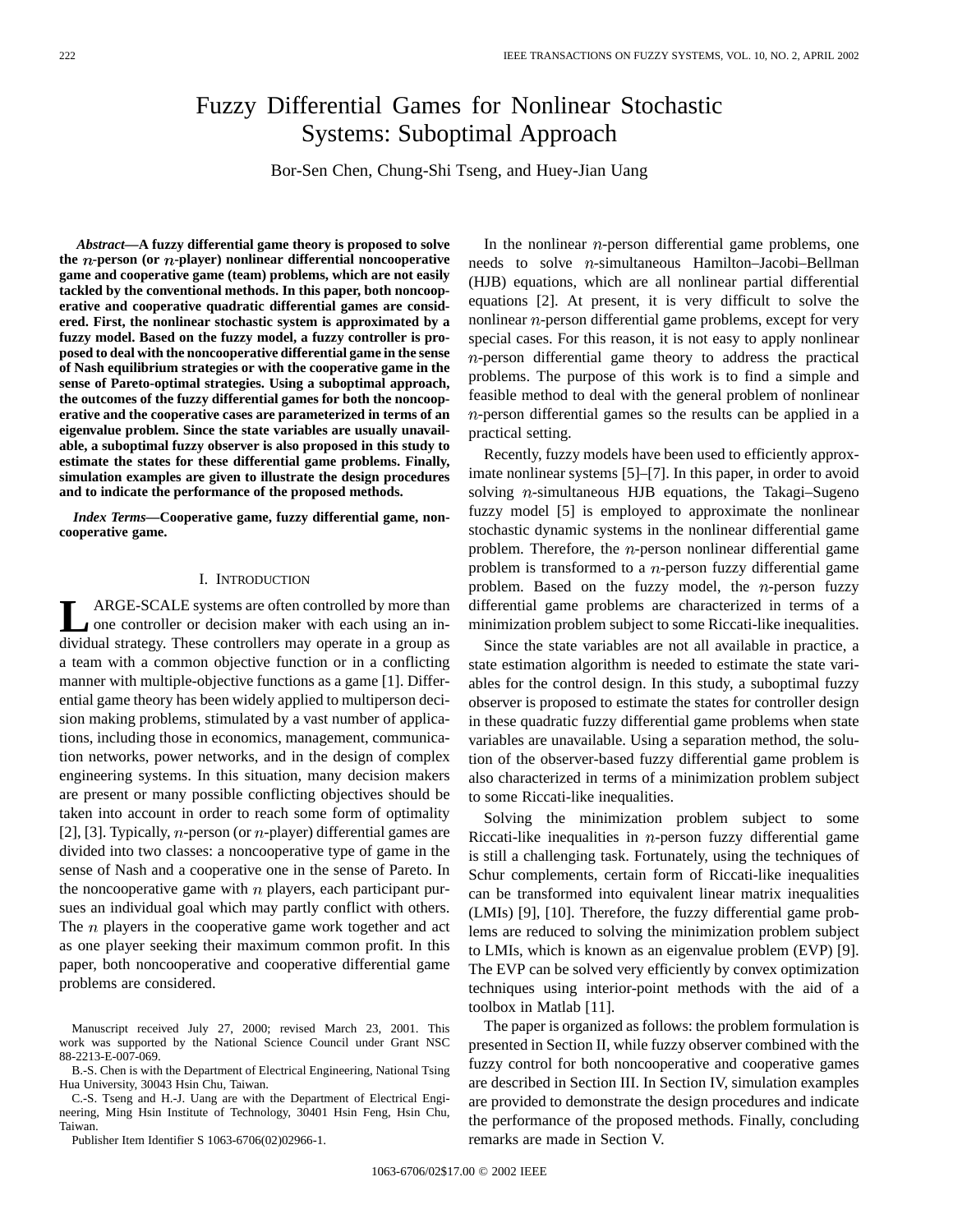# Fuzzy Differential Games for Nonlinear Stochastic Systems: Suboptimal Approach

Bor-Sen Chen, Chung-Shi Tseng, and Huey-Jian Uang

***Abstract*—A fuzzy differential game theory is proposed to solve the $n$-person (or $n$-player) nonlinear differential noncooperative game and cooperative game (team) problems, which are not easily tackled by the conventional methods. In this paper, both noncooperative and cooperative quadratic differential games are considered. First, the nonlinear stochastic system is approximated by a fuzzy model. Based on the fuzzy model, a fuzzy controller is proposed to deal with the noncooperative differential game in the sense of Nash equilibrium strategies or with the cooperative game in the sense of Pareto-optimal strategies. Using a suboptimal approach, the outcomes of the fuzzy differential games for both the noncooperative and the cooperative cases are parameterized in terms of an eigenvalue problem. Since the state variables are usually unavailable, a suboptimal fuzzy observer is also proposed in this study to estimate the states for these differential game problems. Finally, simulation examples are given to illustrate the design procedures and to indicate the performance of the proposed methods.**

***Index Terms*—Cooperative game, fuzzy differential game, noncooperative game.**

## I. Introduction

LARGE-SCALE systems are often controlled by more than one controller or decision maker with each using an individual strategy. These controllers may operate in a group as a team with a common objective function or in a conflicting manner with multiple-objective functions as a game [1]. Differential game theory has been widely applied to multiperson decision making problems, stimulated by a vast number of applications, including those in economics, management, communication networks, power networks, and in the design of complex engineering systems. In this situation, many decision makers are present or many possible conflicting objectives should be taken into account in order to reach some form of optimality [2], [3]. Typically, $n$-person (or $n$-player) differential games are divided into two classes: a noncooperative type of game in the sense of Nash and a cooperative one in the sense of Pareto. In the noncooperative game with $n$ players, each participant pursues an individual goal which may partly conflict with others. The $n$ players in the cooperative game work together and act as one player seeking their maximum common profit. In this paper, both noncooperative and cooperative differential game problems are considered.

Manuscript received July 27, 2000; revised March 23, 2001. This work was supported by the National Science Council under Grant NSC 88-2213-E-007-069.

B.-S. Chen is with the Department of Electrical Engineering, National Tsing Hua University, 30043 Hsin Chu, Taiwan.

C.-S. Tseng and H.-J. Uang are with the Department of Electrical Engineering, Ming Hsin Institute of Technology, 30401 Hsin Feng, Hsin Chu, Taiwan.

Publisher Item Identifier S 1063-6706(02)02966-1.

In the nonlinear $n$-person differential game problems, one needs to solve $n$-simultaneous Hamilton–Jacobi–Bellman (HJB) equations, which are all nonlinear partial differential equations [2]. At present, it is very difficult to solve the nonlinear $n$-person differential game problems, except for very special cases. For this reason, it is not easy to apply nonlinear $n$-person differential game theory to address the practical problems. The purpose of this work is to find a simple and feasible method to deal with the general problem of nonlinear $n$-person differential games so the results can be applied in a practical setting.

Recently, fuzzy models have been used to efficiently approximate nonlinear systems [5]–[7]. In this paper, in order to avoid solving $n$-simultaneous HJB equations, the Takagi–Sugeno fuzzy model [5] is employed to approximate the nonlinear stochastic dynamic systems in the nonlinear differential game problem. Therefore, the $n$-person nonlinear differential game problem is transformed to a $n$-person fuzzy differential game problem. Based on the fuzzy model, the $n$-person fuzzy differential game problems are characterized in terms of a minimization problem subject to some Riccati-like inequalities.

Since the state variables are not all available in practice, a state estimation algorithm is needed to estimate the state variables for the control design. In this study, a suboptimal fuzzy observer is proposed to estimate the states for controller design in these quadratic fuzzy differential game problems when state variables are unavailable. Using a separation method, the solution of the observer-based fuzzy differential game problem is also characterized in terms of a minimization problem subject to some Riccati-like inequalities.

Solving the minimization problem subject to some Riccati-like inequalities in $n$-person fuzzy differential game is still a challenging task. Fortunately, using the techniques of Schur complements, certain form of Riccati-like inequalities can be transformed into equivalent linear matrix inequalities (LMIs) [9], [10]. Therefore, the fuzzy differential game problems are reduced to solving the minimization problem subject to LMIs, which is known as an eigenvalue problem (EVP) [9]. The EVP can be solved very efficiently by convex optimization techniques using interior-point methods with the aid of a toolbox in Matlab [11].

The paper is organized as follows: the problem formulation is presented in Section II, while fuzzy observer combined with the fuzzy control for both noncooperative and cooperative games are described in Section III. In Section IV, simulation examples are provided to demonstrate the design procedures and indicate the performance of the proposed methods. Finally, concluding remarks are made in Section V.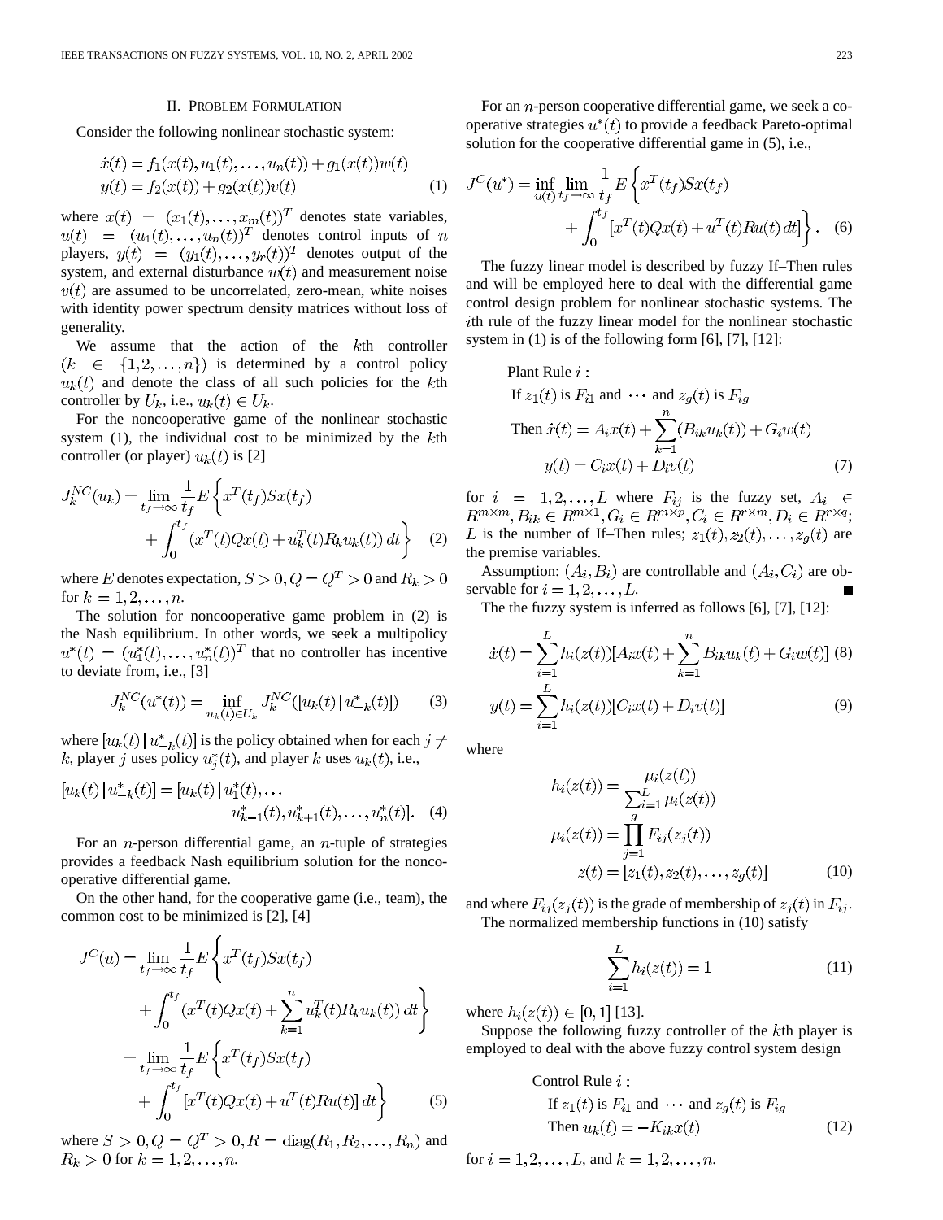## II. Problem Formulation

Consider the following nonlinear stochastic system:

$$
\begin{aligned}
\dot{x}(t) &= f_1(x(t), u_1(t), \ldots, u_n(t)) + g_1(x(t))w(t) \\
y(t) &= f_2(x(t)) + g_2(x(t))v(t)
\end{aligned} \tag{1}
$$

where $x(t) = (x_1(t), \ldots, x_m(t))^T$ denotes state variables, $u(t) = (u_1(t), \ldots, u_n(t))^T$ denotes control inputs of $n$ players, $y(t) = (y_1(t), \ldots, y_r(t))^T$ denotes output of the system, and external disturbance $w(t)$ and measurement noise $v(t)$ are assumed to be uncorrelated, zero-mean, white noises with identity power spectrum density matrices without loss of generality.

We assume that the action of the $k$th controller $(k \in \{1, 2, \ldots, n\})$ is determined by a control policy $u_k(t)$ and denote the class of all such policies for the $k$th controller by $U_k$, i.e., $u_k(t) \in U_k$.

For the noncooperative game of the nonlinear stochastic system (1), the individual cost to be minimized by the $k$th controller (or player) $u_k(t)$ is [2]

$$
J_k^{NC}(u_k) = \lim_{t_f \to \infty} \frac{1}{t_f} E\left\{ x^T(t_f)Sx(t_f) + \int_0^{t_f} (x^T(t)Qx(t) + u_k^T(t)R_k u_k(t))\, dt \right\} \tag{2}
$$

where $E$ denotes expectation, $S > 0, Q = Q^T > 0$ and $R_k > 0$ for $k = 1, 2, \ldots, n$.

The solution for noncooperative game problem in (2) is the Nash equilibrium. In other words, we seek a multipolicy $u^*(t) = (u_1^*(t), \ldots, u_n^*(t))^T$ that no controller has incentive to deviate from, i.e., [3]

$$
J_k^{NC}(u^*(t)) = \inf_{u_k(t) \in U_k} J_k^{NC}([u_k(t) \,|\, u_{-k}^*(t)]) \tag{3}
$$

where $[u_k(t) \,|\, u_{-k}^*(t)]$ is the policy obtained when for each $j \neq k$, player $j$ uses policy $u_j^*(t)$, and player $k$ uses $u_k(t)$, i.e.,

$$
[u_k(t) \,|\, u_{-k}^*(t)] = [u_k(t) \,|\, u_1^*(t), \ldots u_{k-1}^*(t), u_{k+1}^*(t), \ldots, u_n^*(t)]. \tag{4}
$$

For an $n$-person differential game, an $n$-tuple of strategies provides a feedback Nash equilibrium solution for the noncooperative differential game.

On the other hand, for the cooperative game (i.e., team), the common cost to be minimized is [2], [4]

$$
\begin{aligned}
J^C(u) &= \lim_{t_f \to \infty} \frac{1}{t_f} E\left\{ x^T(t_f)Sx(t_f) + \int_0^{t_f} (x^T(t)Qx(t) + \sum_{k=1}^{n} u_k^T(t)R_k u_k(t))\, dt \right\} \\
&= \lim_{t_f \to \infty} \frac{1}{t_f} E\left\{ x^T(t_f)Sx(t_f) + \int_0^{t_f} [x^T(t)Qx(t) + u^T(t)Ru(t)]\, dt \right\}
\end{aligned} \tag{5}
$$

where $S > 0, Q = Q^T > 0, R = \text{diag}(R_1, R_2, \ldots, R_n)$ and $R_k > 0$ for $k = 1, 2, \ldots, n$.

For an $n$-person cooperative differential game, we seek a cooperative strategies $u^*(t)$ to provide a feedback Pareto-optimal solution for the cooperative differential game in (5), i.e.,

$$
J^C(u^*) = \inf_{u(t)} \lim_{t_f \to \infty} \frac{1}{t_f} E\left\{ x^T(t_f)Sx(t_f) + \int_0^{t_f} [x^T(t)Qx(t) + u^T(t)Ru(t)\, dt] \right\}. \tag{6}
$$

The fuzzy linear model is described by fuzzy If–Then rules and will be employed here to deal with the differential game control design problem for nonlinear stochastic systems. The $i$th rule of the fuzzy linear model for the nonlinear stochastic system in (1) is of the following form [6], [7], [12]:

Plant Rule $i$:

If $z_1(t)$ is $F_{i1}$ and $\cdots$ and $z_g(t)$ is $F_{ig}$

Then
$$
\begin{aligned}
\dot{x}(t) &= A_i x(t) + \sum_{k=1}^{n} (B_{ik} u_k(t)) + G_i w(t) \\
y(t) &= C_i x(t) + D_i v(t)
\end{aligned} \tag{7}
$$

for $i = 1, 2, \ldots, L$ where $F_{ij}$ is the fuzzy set, $A_i \in R^{m \times m}, B_{ik} \in R^{m \times 1}, G_i \in R^{m \times p}, C_i \in R^{r \times m}, D_i \in R^{r \times q}$; $L$ is the number of If–Then rules; $z_1(t), z_2(t), \ldots, z_g(t)$ are the premise variables.

Assumption: $(A_i, B_i)$ are controllable and $(A_i, C_i)$ are observable for $i = 1, 2, \ldots, L$. ■

The the fuzzy system is inferred as follows [6], [7], [12]:

$$
\dot{x}(t) = \sum_{i=1}^{L} h_i(z(t))[A_i x(t) + \sum_{k=1}^{n} B_{ik} u_k(t) + G_i w(t)] \tag{8}
$$

$$
y(t) = \sum_{i=1}^{L} h_i(z(t))[C_i x(t) + D_i v(t)] \tag{9}
$$

where

$$
\begin{aligned}
h_i(z(t)) &= \frac{\mu_i(z(t))}{\sum_{i=1}^{L} \mu_i(z(t))} \\
\mu_i(z(t)) &= \prod_{j=1}^{g} F_{ij}(z_j(t)) \\
z(t) &= [z_1(t), z_2(t), \ldots, z_g(t)]
\end{aligned} \tag{10}
$$

and where $F_{ij}(z_j(t))$ is the grade of membership of $z_j(t)$ in $F_{ij}$.

The normalized membership functions in (10) satisfy

$$
\sum_{i=1}^{L} h_i(z(t)) = 1 \tag{11}
$$

where $h_i(z(t)) \in [0, 1]$ [13].

Suppose the following fuzzy controller of the $k$th player is employed to deal with the above fuzzy control system design

Control Rule $i$:

If $z_1(t)$ is $F_{i1}$ and $\cdots$ and $z_g(t)$ is $F_{ig}$

Then $u_k(t) = -K_{ik} x(t)$ (12)

for $i = 1, 2, \ldots, L$, and $k = 1, 2, \ldots, n$.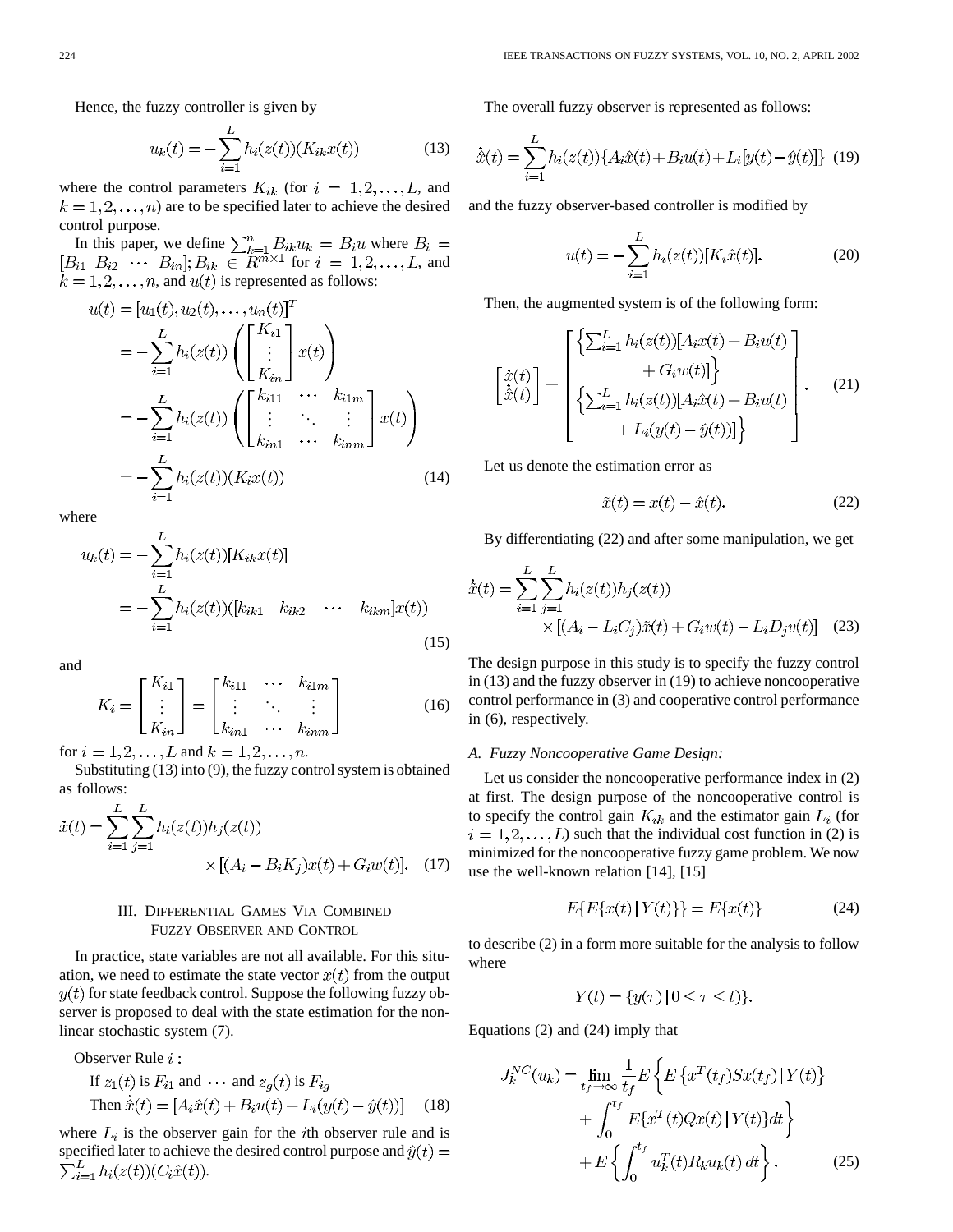Hence, the fuzzy controller is given by

$$u_k(t) = -\sum_{i=1}^{L} h_i(z(t))(K_{ik}x(t)) \tag{13}$$

where the control parameters $K_{ik}$ (for $i = 1, 2, \ldots, L$, and $k = 1, 2, \ldots, n$) are to be specified later to achieve the desired control purpose.

In this paper, we define $\sum_{k=1}^{n} B_{ik}u_k = B_i u$ where $B_i = [B_{i1} \; B_{i2} \; \cdots \; B_{in}]$; $B_{ik} \in R^{m \times 1}$ for $i = 1, 2, \ldots, L$, and $k = 1, 2, \ldots, n$, and $u(t)$ is represented as follows:

$$\begin{aligned} u(t) &= [u_1(t), u_2(t), \ldots, u_n(t)]^T \\ &= -\sum_{i=1}^{L} h_i(z(t)) \left( \begin{bmatrix} K_{i1} \\ \vdots \\ K_{in} \end{bmatrix} x(t) \right) \\ &= -\sum_{i=1}^{L} h_i(z(t)) \left( \begin{bmatrix} k_{i11} & \cdots & k_{i1m} \\ \vdots & \ddots & \vdots \\ k_{in1} & \cdots & k_{inm} \end{bmatrix} x(t) \right) \\ &= -\sum_{i=1}^{L} h_i(z(t))(K_i x(t)) \end{aligned} \tag{14}$$

where

$$\begin{aligned} u_k(t) &= -\sum_{i=1}^{L} h_i(z(t))[K_{ik}x(t)] \\ &= -\sum_{i=1}^{L} h_i(z(t))([k_{ik1} \quad k_{ik2} \quad \cdots \quad k_{ikm}]x(t)) \end{aligned} \tag{15}$$

and

$$K_i = \begin{bmatrix} K_{i1} \\ \vdots \\ K_{in} \end{bmatrix} = \begin{bmatrix} k_{i11} & \cdots & k_{i1m} \\ \vdots & \ddots & \vdots \\ k_{in1} & \cdots & k_{inm} \end{bmatrix} \tag{16}$$

for $i = 1, 2, \ldots, L$ and $k = 1, 2, \ldots, n$.

Substituting (13) into (9), the fuzzy control system is obtained as follows:

$$\dot{x}(t) = \sum_{i=1}^{L}\sum_{j=1}^{L} h_i(z(t))h_j(z(t)) \times [(A_i - B_i K_j)x(t) + G_i w(t)]. \tag{17}$$

## III. Differential Games Via Combined Fuzzy Observer and Control

In practice, state variables are not all available. For this situation, we need to estimate the state vector $x(t)$ from the output $y(t)$ for state feedback control. Suppose the following fuzzy observer is proposed to deal with the state estimation for the nonlinear stochastic system (7).

Observer Rule $i$ :

If $z_1(t)$ is $F_{i1}$ and $\cdots$ and $z_g(t)$ is $F_{ig}$

Then $\dot{\hat{x}}(t) = [A_i\hat{x}(t) + B_i u(t) + L_i(y(t) - \hat{y}(t))]$ (18)

where $L_i$ is the observer gain for the $i$th observer rule and is specified later to achieve the desired control purpose and $\hat{y}(t) = \sum_{i=1}^{L} h_i(z(t))(C_i\hat{x}(t))$.

The overall fuzzy observer is represented as follows:

$$\dot{\hat{x}}(t) = \sum_{i=1}^{L} h_i(z(t))\{A_i\hat{x}(t) + B_i u(t) + L_i[y(t) - \hat{y}(t)]\} \tag{19}$$

and the fuzzy observer-based controller is modified by

$$u(t) = -\sum_{i=1}^{L} h_i(z(t))[K_i\hat{x}(t)]. \tag{20}$$

Then, the augmented system is of the following form:

$$\begin{bmatrix} \dot{x}(t) \\ \dot{\hat{x}}(t) \end{bmatrix} = \begin{bmatrix} \left\{ \sum_{i=1}^{L} h_i(z(t))[A_i x(t) + B_i u(t) + G_i w(t)] \right\} \\ \left\{ \sum_{i=1}^{L} h_i(z(t))[A_i\hat{x}(t) + B_i u(t) + L_i(y(t) - \hat{y}(t))] \right\} \end{bmatrix}. \tag{21}$$

Let us denote the estimation error as

$$\tilde{x}(t) = x(t) - \hat{x}(t). \tag{22}$$

By differentiating (22) and after some manipulation, we get

$$\dot{\tilde{x}}(t) = \sum_{i=1}^{L}\sum_{j=1}^{L} h_i(z(t))h_j(z(t)) \times [(A_i - L_i C_j)\tilde{x}(t) + G_i w(t) - L_i D_j v(t)] \tag{23}$$

The design purpose in this study is to specify the fuzzy control in (13) and the fuzzy observer in (19) to achieve noncooperative control performance in (3) and cooperative control performance in (6), respectively.

### A. Fuzzy Noncooperative Game Design:

Let us consider the noncooperative performance index in (2) at first. The design purpose of the noncooperative control is to specify the control gain $K_{ik}$ and the estimator gain $L_i$ (for $i = 1, 2, \ldots, L$) such that the individual cost function in (2) is minimized for the noncooperative fuzzy game problem. We now use the well-known relation [14], [15]

$$E\{E\{x(t) \,|\, Y(t)\}\} = E\{x(t)\} \tag{24}$$

to describe (2) in a form more suitable for the analysis to follow where

$$Y(t) = \{y(\tau) \,|\, 0 \le \tau \le t)\}.$$

Equations (2) and (24) imply that

$$\begin{aligned} J_k^{NC}(u_k) = \lim_{t_f \to \infty} \frac{1}{t_f} E\bigg\{ & E\left\{x^T(t_f)Sx(t_f) \,|\, Y(t)\right\} \\ & + \int_0^{t_f} E\{x^T(t)Qx(t) \,|\, Y(t)\}dt \bigg\} \\ & + E\left\{ \int_0^{t_f} u_k^T(t)R_k u_k(t)\, dt \right\}. \end{aligned} \tag{25}$$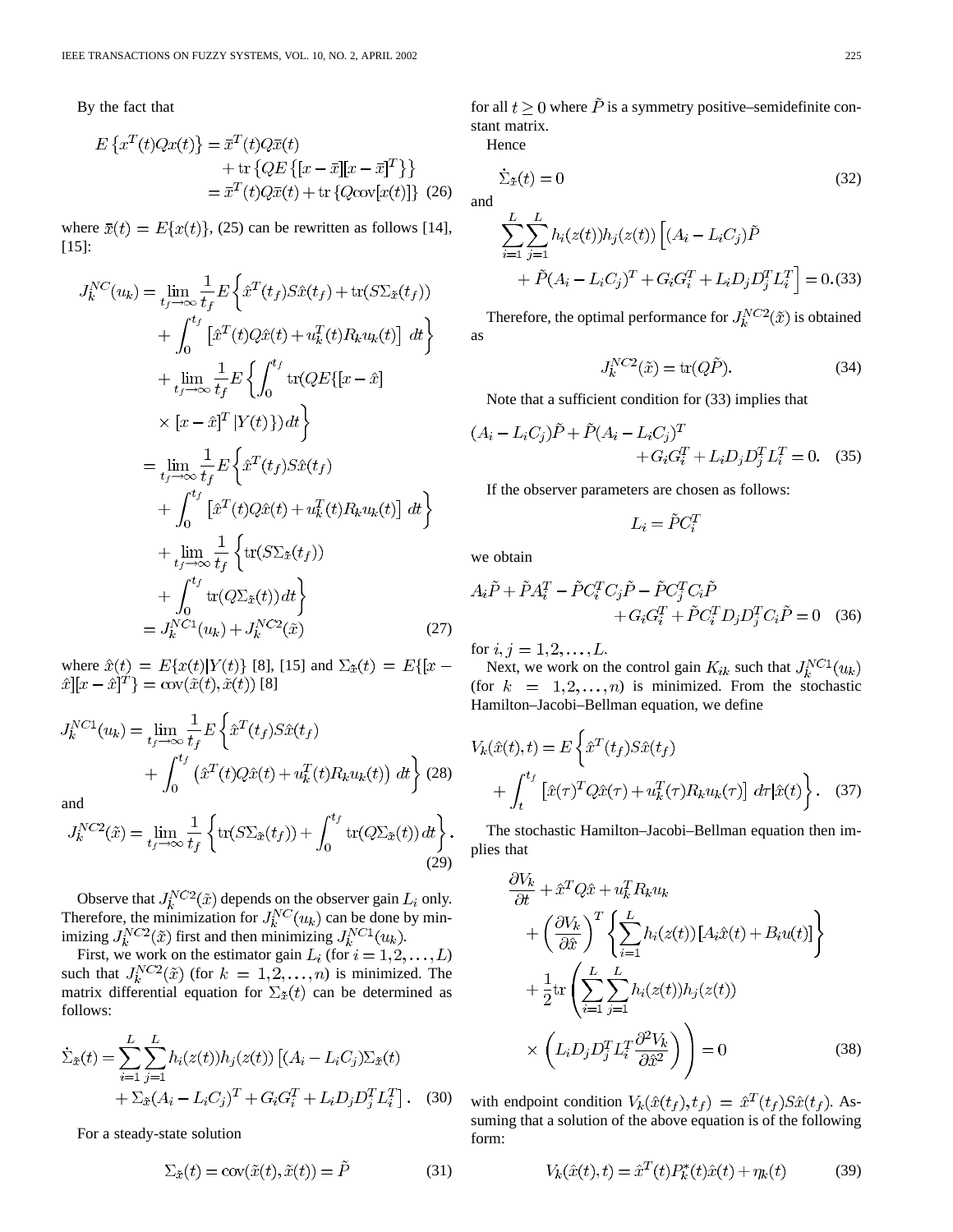By the fact that

$$
\begin{aligned}
E\left\{x^T(t)Qx(t)\right\} &= \bar{x}^T(t)Q\bar{x}(t) \\
&\quad + \operatorname{tr}\left\{QE\left\{[x-\bar{x}][x-\bar{x}]^T\right\}\right\} \\
&= \bar{x}^T(t)Q\bar{x}(t) + \operatorname{tr}\left\{Q\operatorname{cov}[x(t)]\right\} \quad (26)
\end{aligned}
$$

where $\bar{x}(t) = E\{x(t)\}$, (25) can be rewritten as follows [14], [15]:

$$
\begin{aligned}
J_k^{NC}(u_k) &= \lim_{t_f\to\infty}\frac{1}{t_f}E\left\{\hat{x}^T(t_f)S\hat{x}(t_f) + \operatorname{tr}(S\Sigma_{\tilde{x}}(t_f))\right. \\
&\quad \left. + \int_0^{t_f}\left[\hat{x}^T(t)Q\hat{x}(t) + u_k^T(t)R_k u_k(t)\right]\,dt\right\} \\
&\quad + \lim_{t_f\to\infty}\frac{1}{t_f}E\left\{\int_0^{t_f}\operatorname{tr}(QE\{[x-\hat{x}]\right. \\
&\quad \left. \times [x-\hat{x}]^T\,|Y(t)\})\,dt\right\} \\
&= \lim_{t_f\to\infty}\frac{1}{t_f}E\left\{\hat{x}^T(t_f)S\hat{x}(t_f)\right. \\
&\quad \left. + \int_0^{t_f}\left[\hat{x}^T(t)Q\hat{x}(t) + u_k^T(t)R_k u_k(t)\right]\,dt\right\} \\
&\quad + \lim_{t_f\to\infty}\frac{1}{t_f}\left\{\operatorname{tr}(S\Sigma_{\tilde{x}}(t_f))\right. \\
&\quad \left. + \int_0^{t_f}\operatorname{tr}(Q\Sigma_{\tilde{x}}(t))\,dt\right\} \\
&= J_k^{NC1}(u_k) + J_k^{NC2}(\tilde{x}) \qquad (27)
\end{aligned}
$$

where $\hat{x}(t) = E\{x(t)|Y(t)\}$ [8], [15] and $\Sigma_{\tilde{x}}(t) = E\{[x-\hat{x}][x-\hat{x}]^T\} = \operatorname{cov}(\tilde{x}(t),\tilde{x}(t))$ [8]

$$
\begin{aligned}
J_k^{NC1}(u_k) &= \lim_{t_f\to\infty}\frac{1}{t_f}E\left\{\hat{x}^T(t_f)S\hat{x}(t_f)\right. \\
&\quad \left. + \int_0^{t_f}\left(\hat{x}^T(t)Q\hat{x}(t) + u_k^T(t)R_k u_k(t)\right)\,dt\right\} \quad (28)
\end{aligned}
$$

and

$$
J_k^{NC2}(\tilde{x}) = \lim_{t_f\to\infty}\frac{1}{t_f}\left\{\operatorname{tr}(S\Sigma_{\tilde{x}}(t_f)) + \int_0^{t_f}\operatorname{tr}(Q\Sigma_{\tilde{x}}(t))\,dt\right\}. \quad (29)
$$

Observe that $J_k^{NC2}(\tilde{x})$ depends on the observer gain $L_i$ only. Therefore, the minimization for $J_k^{NC}(u_k)$ can be done by minimizing $J_k^{NC2}(\tilde{x})$ first and then minimizing $J_k^{NC1}(u_k)$.

First, we work on the estimator gain $L_i$ (for $i = 1, 2, \ldots, L$) such that $J_k^{NC2}(\tilde{x})$ (for $k = 1, 2, \ldots, n$) is minimized. The matrix differential equation for $\Sigma_{\tilde{x}}(t)$ can be determined as follows:

$$
\begin{aligned}
\dot{\Sigma}_{\tilde{x}}(t) &= \sum_{i=1}^{L}\sum_{j=1}^{L}h_i(z(t))h_j(z(t))\left[(A_i - L_iC_j)\Sigma_{\tilde{x}}(t)\right. \\
&\quad \left. + \Sigma_{\tilde{x}}(A_i - L_iC_j)^T + G_iG_i^T + L_iD_jD_j^TL_i^T\right]. \quad (30)
\end{aligned}
$$

For a steady-state solution

$$
\Sigma_{\tilde{x}}(t) = \operatorname{cov}(\tilde{x}(t),\tilde{x}(t)) = \tilde{P} \qquad (31)
$$

for all $t \ge 0$ where $\tilde{P}$ is a symmetry positive–semidefinite constant matrix.

Hence

$$
\dot{\Sigma}_{\tilde{x}}(t) = 0 \qquad (32)
$$

and

$$
\begin{aligned}
&\sum_{i=1}^{L}\sum_{j=1}^{L}h_i(z(t))h_j(z(t))\left[(A_i - L_iC_j)\tilde{P}\right. \\
&\quad \left. + \tilde{P}(A_i - L_iC_j)^T + G_iG_i^T + L_iD_jD_j^TL_i^T\right] = 0. \quad (33)
\end{aligned}
$$

Therefore, the optimal performance for $J_k^{NC2}(\tilde{x})$ is obtained as

$$
J_k^{NC2}(\tilde{x}) = \operatorname{tr}(Q\tilde{P}). \qquad (34)
$$

Note that a sufficient condition for (33) implies that

$$
\begin{aligned}
(A_i - L_iC_j)\tilde{P} + \tilde{P}(A_i - L_iC_j)^T \\
+ G_iG_i^T + L_iD_jD_j^TL_i^T = 0. \quad (35)
\end{aligned}
$$

If the observer parameters are chosen as follows:

$$
L_i = \tilde{P}C_i^T
$$

we obtain

$$
\begin{aligned}
A_i\tilde{P} + \tilde{P}A_i^T - \tilde{P}C_i^TC_j\tilde{P} - \tilde{P}C_j^TC_i\tilde{P} \\
+ G_iG_i^T + \tilde{P}C_i^TD_jD_j^TC_i\tilde{P} = 0 \quad (36)
\end{aligned}
$$

for $i, j = 1, 2, \ldots, L$.

Next, we work on the control gain $K_{ik}$ such that $J_k^{NC1}(u_k)$ (for $k = 1, 2, \ldots, n$) is minimized. From the stochastic Hamilton–Jacobi–Bellman equation, we define

$$
\begin{aligned}
V_k(\hat{x}(t), t) &= E\left\{\hat{x}^T(t_f)S\hat{x}(t_f)\right. \\
&\quad \left. + \int_t^{t_f}\left[\hat{x}(\tau)^TQ\hat{x}(\tau) + u_k^T(\tau)R_ku_k(\tau)\right]\,d\tau\middle|\hat{x}(t)\right\}. \quad (37)
\end{aligned}
$$

The stochastic Hamilton–Jacobi–Bellman equation then implies that

$$
\begin{aligned}
&\frac{\partial V_k}{\partial t} + \hat{x}^TQ\hat{x} + u_k^TR_ku_k \\
&\quad + \left(\frac{\partial V_k}{\partial \hat{x}}\right)^T\left\{\sum_{i=1}^{L}h_i(z(t))\left[A_i\hat{x}(t) + B_iu(t)\right]\right\} \\
&\quad + \frac{1}{2}\operatorname{tr}\left(\sum_{i=1}^{L}\sum_{j=1}^{L}h_i(z(t))h_j(z(t))\right. \\
&\quad \left. \times\left(L_iD_jD_j^TL_i^T\frac{\partial^2 V_k}{\partial \hat{x}^2}\right)\right) = 0 \qquad (38)
\end{aligned}
$$

with endpoint condition $V_k(\hat{x}(t_f), t_f) = \hat{x}^T(t_f)S\hat{x}(t_f)$. Assuming that a solution of the above equation is of the following form:

$$
V_k(\hat{x}(t), t) = \hat{x}^T(t)P_k^*(t)\hat{x}(t) + \eta_k(t) \qquad (39)
$$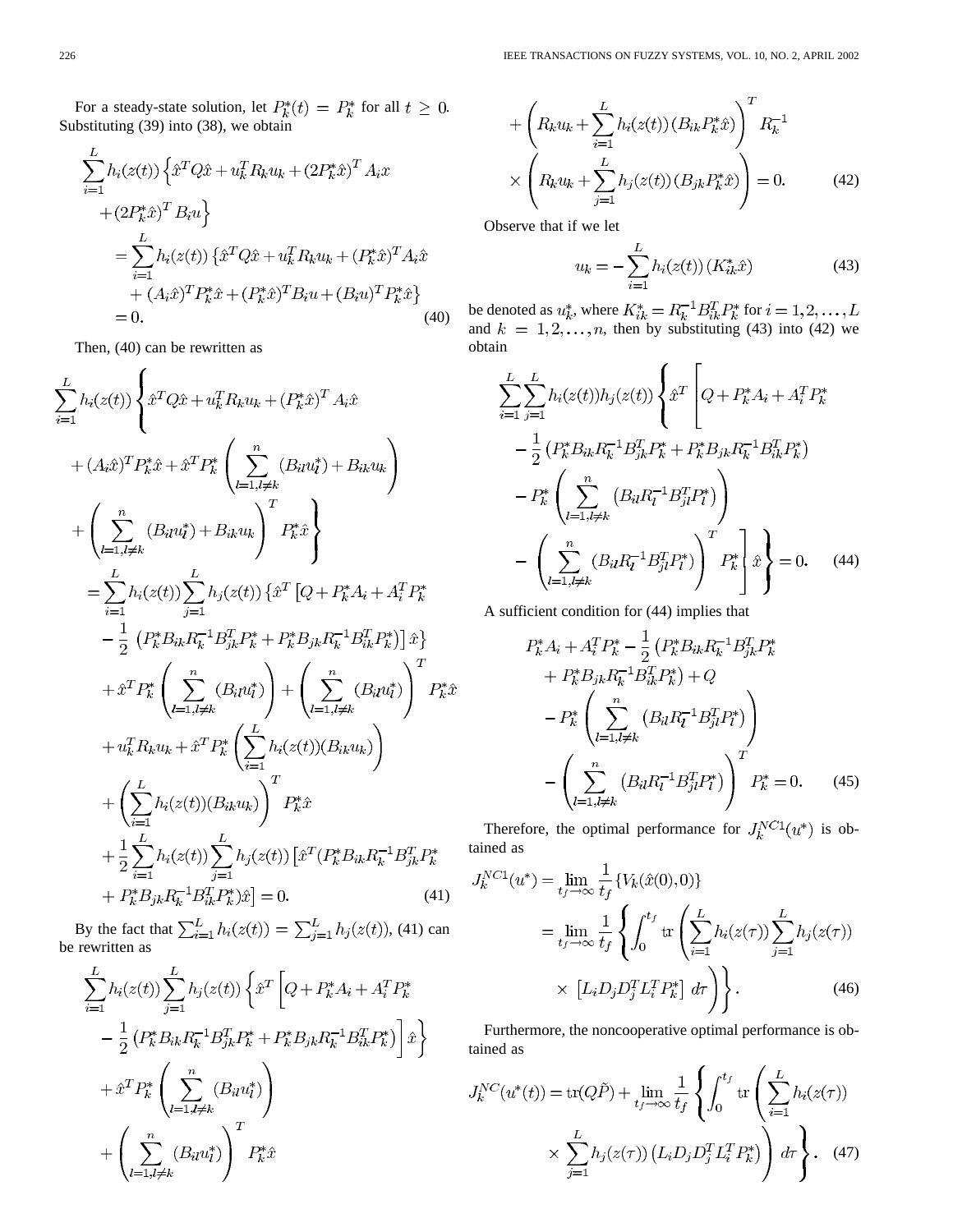For a steady-state solution, let $P_k^*(t) = P_k^*$ for all $t \geq 0$. Substituting (39) into (38), we obtain

$$\begin{aligned}
&\sum_{i=1}^{L} h_i(z(t)) \Big\{ \hat{x}^T Q \hat{x} + u_k^T R_k u_k + (2P_k^* \hat{x})^T A_i x \\
&\quad + (2P_k^* \hat{x})^T B_i u \Big\} \\
&= \sum_{i=1}^{L} h_i(z(t)) \left\{ \hat{x}^T Q \hat{x} + u_k^T R_k u_k + (P_k^* \hat{x})^T A_i \hat{x} \right. \\
&\quad \left. + (A_i \hat{x})^T P_k^* \hat{x} + (P_k^* \hat{x})^T B_i u + (B_i u)^T P_k^* \hat{x} \right\} \\
&= 0. \qquad (40)
\end{aligned}$$

Then, (40) can be rewritten as

$$\begin{aligned}
&\sum_{i=1}^{L} h_i(z(t)) \left\{ \hat{x}^T Q \hat{x} + u_k^T R_k u_k + (P_k^* \hat{x})^T A_i \hat{x} \right. \\
&\quad + (A_i \hat{x})^T P_k^* \hat{x} + \hat{x}^T P_k^* \left( \sum_{l=1, l \neq k}^{n} (B_{il} u_l^*) + B_{ik} u_k \right) \\
&\quad \left. + \left( \sum_{l=1, l \neq k}^{n} (B_{il} u_l^*) + B_{ik} u_k \right)^T P_k^* \hat{x} \right\} \\
&= \sum_{i=1}^{L} h_i(z(t)) \sum_{j=1}^{L} h_j(z(t)) \left\{ \hat{x}^T \left[ Q + P_k^* A_i + A_i^T P_k^* \right. \right. \\
&\quad \left. \left. - \frac{1}{2} \left( P_k^* B_{ik} R_k^{-1} B_{jk}^T P_k^* + P_k^* B_{jk} R_k^{-1} B_{ik}^T P_k^* \right) \right] \hat{x} \right\} \\
&\quad + \hat{x}^T P_k^* \left( \sum_{l=1, l \neq k}^{n} (B_{il} u_l^*) \right) + \left( \sum_{l=1, l \neq k}^{n} (B_{il} u_l^*) \right)^T P_k^* \hat{x} \\
&\quad + u_k^T R_k u_k + \hat{x}^T P_k^* \left( \sum_{i=1}^{L} h_i(z(t)) (B_{ik} u_k) \right) \\
&\quad + \left( \sum_{i=1}^{L} h_i(z(t)) (B_{ik} u_k) \right)^T P_k^* \hat{x} \\
&\quad + \frac{1}{2} \sum_{i=1}^{L} h_i(z(t)) \sum_{j=1}^{L} h_j(z(t)) \left[ \hat{x}^T (P_k^* B_{ik} R_k^{-1} B_{jk}^T P_k^* \right. \\
&\quad \left. + P_k^* B_{jk} R_k^{-1} B_{ik}^T P_k^*) \hat{x} \right] = 0. \qquad (41)
\end{aligned}$$

By the fact that $\sum_{i=1}^{L} h_i(z(t)) = \sum_{j=1}^{L} h_j(z(t))$, (41) can be rewritten as

$$\begin{aligned}
&\sum_{i=1}^{L} h_i(z(t)) \sum_{j=1}^{L} h_j(z(t)) \left\{ \hat{x}^T \left[ Q + P_k^* A_i + A_i^T P_k^* \right. \right. \\
&\quad \left. \left. - \frac{1}{2} \left( P_k^* B_{ik} R_k^{-1} B_{jk}^T P_k^* + P_k^* B_{jk} R_k^{-1} B_{ik}^T P_k^* \right) \right] \hat{x} \right\} \\
&\quad + \hat{x}^T P_k^* \left( \sum_{l=1, l \neq k}^{n} (B_{il} u_l^*) \right) \\
&\quad + \left( \sum_{l=1, l \neq k}^{n} (B_{il} u_l^*) \right)^T P_k^* \hat{x} \\
&\quad + \left( R_k u_k + \sum_{i=1}^{L} h_i(z(t)) (B_{ik} P_k^* \hat{x}) \right)^T R_k^{-1} \\
&\quad \times \left( R_k u_k + \sum_{j=1}^{L} h_j(z(t)) (B_{jk} P_k^* \hat{x}) \right) = 0. \qquad (42)
\end{aligned}$$

Observe that if we let

$$u_k = -\sum_{i=1}^{L} h_i(z(t)) (K_{ik}^* \hat{x}) \qquad (43)$$

be denoted as $u_k^*$, where $K_{ik}^* = R_k^{-1} B_{ik}^T P_k^*$ for $i = 1, 2, \ldots, L$ and $k = 1, 2, \ldots, n$, then by substituting (43) into (42) we obtain

$$\begin{aligned}
&\sum_{i=1}^{L} \sum_{j=1}^{L} h_i(z(t)) h_j(z(t)) \left\{ \hat{x}^T \left[ Q + P_k^* A_i + A_i^T P_k^* \right. \right. \\
&\quad - \frac{1}{2} \left( P_k^* B_{ik} R_k^{-1} B_{jk}^T P_k^* + P_k^* B_{jk} R_k^{-1} B_{ik}^T P_k^* \right) \\
&\quad - P_k^* \left( \sum_{l=1, l \neq k}^{n} \left( B_{il} R_l^{-1} B_{jl}^T P_l^* \right) \right) \\
&\quad \left. \left. - \left( \sum_{l=1, l \neq k}^{n} (B_{il} R_l^{-1} B_{jl}^T P_l^*) \right)^T P_k^* \right] \hat{x} \right\} = 0. \qquad (44)
\end{aligned}$$

A sufficient condition for (44) implies that

$$\begin{aligned}
&P_k^* A_i + A_i^T P_k^* - \frac{1}{2} \left( P_k^* B_{ik} R_k^{-1} B_{jk}^T P_k^* \right. \\
&\quad \left. + P_k^* B_{jk} R_k^{-1} B_{ik}^T P_k^* \right) + Q \\
&\quad - P_k^* \left( \sum_{l=1, l \neq k}^{n} \left( B_{il} R_l^{-1} B_{jl}^T P_l^* \right) \right) \\
&\quad - \left( \sum_{l=1, l \neq k}^{n} \left( B_{il} R_l^{-1} B_{jl}^T P_l^* \right) \right)^T P_k^* = 0. \qquad (45)
\end{aligned}$$

Therefore, the optimal performance for $J_k^{NC1}(u^*)$ is obtained as

$$\begin{aligned}
J_k^{NC1}(u^*) &= \lim_{t_f \to \infty} \frac{1}{t_f} \{ V_k(\hat{x}(0), 0) \} \\
&= \lim_{t_f \to \infty} \frac{1}{t_f} \left\{ \int_0^{t_f} \operatorname{tr} \left( \sum_{i=1}^{L} h_i(z(\tau)) \sum_{j=1}^{L} h_j(z(\tau)) \right. \right. \\
&\quad \left. \left. \times \left[ L_i D_j D_j^T L_i^T P_k^* \right] d\tau \right) \right\}. \qquad (46)
\end{aligned}$$

Furthermore, the noncooperative optimal performance is obtained as

$$\begin{aligned}
J_k^{NC}(u^*(t)) &= \operatorname{tr}(Q \tilde{P}) + \lim_{t_f \to \infty} \frac{1}{t_f} \left\{ \int_0^{t_f} \operatorname{tr} \left( \sum_{i=1}^{L} h_i(z(\tau)) \right. \right. \\
&\quad \left. \left. \times \sum_{j=1}^{L} h_j(z(\tau)) \left( L_i D_j D_j^T L_i^T P_k^* \right) \right) d\tau \right\}. \qquad (47)
\end{aligned}$$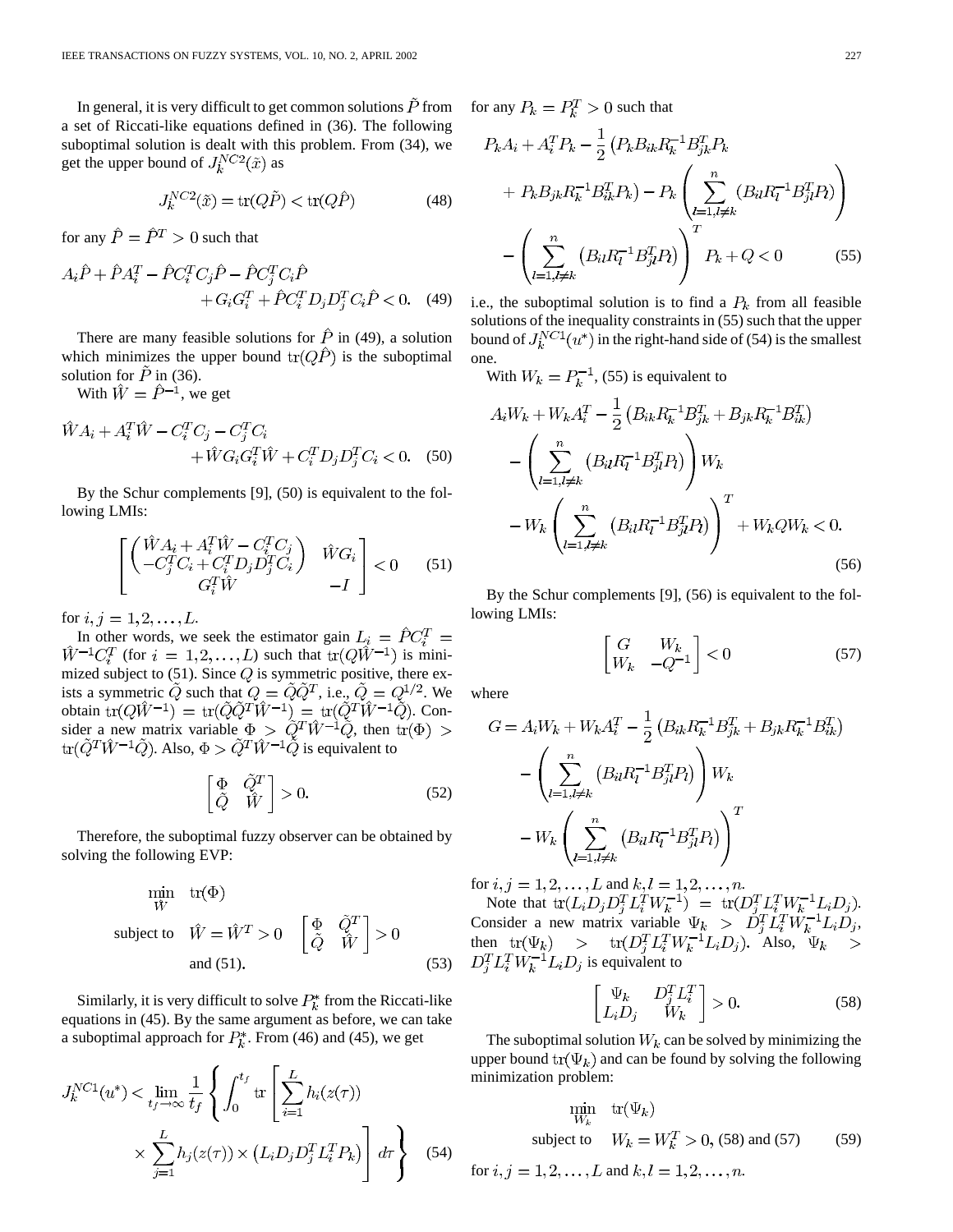In general, it is very difficult to get common solutions $\tilde{P}$ from a set of Riccati-like equations defined in (36). The following suboptimal solution is dealt with this problem. From (34), we get the upper bound of $J_k^{NC2}(\tilde{x})$ as

$$J_k^{NC2}(\tilde{x}) = \mathrm{tr}(Q\tilde{P}) < \mathrm{tr}(Q\hat{P}) \tag{48}$$

for any $\hat{P} = \hat{P}^T > 0$ such that

$$A_i\hat{P} + \hat{P}A_i^T - \hat{P}C_i^T C_j \hat{P} - \hat{P}C_j^T C_i \hat{P} + G_i G_i^T + \hat{P}C_i^T D_j D_j^T C_i \hat{P} < 0. \tag{49}$$

There are many feasible solutions for $\hat{P}$ in (49), a solution which minimizes the upper bound $\mathrm{tr}(Q\hat{P})$ is the suboptimal solution for $\tilde{P}$ in (36).

With $\hat{W} = \hat{P}^{-1}$, we get

$$\hat{W}A_i + A_i^T\hat{W} - C_i^T C_j - C_j^T C_i + \hat{W}G_i G_i^T \hat{W} + C_i^T D_j D_j^T C_i < 0. \tag{50}$$

By the Schur complements [9], (50) is equivalent to the following LMIs:

$$\begin{bmatrix} \begin{pmatrix} \hat{W}A_i + A_i^T\hat{W} - C_i^T C_j \\ -C_j^T C_i + C_i^T D_j D_j^T C_i \end{pmatrix} & \hat{W}G_i \\ G_i^T \hat{W} & -I \end{bmatrix} < 0 \tag{51}$$

for $i, j = 1, 2, \ldots, L$.

In other words, we seek the estimator gain $L_i = \hat{P}C_i^T = \hat{W}^{-1}C_i^T$ (for $i = 1, 2, \ldots, L$) such that $\mathrm{tr}(Q\hat{W}^{-1})$ is minimized subject to (51). Since $Q$ is symmetric positive, there exists a symmetric $\tilde{Q}$ such that $Q = \tilde{Q}\tilde{Q}^T$, i.e., $\tilde{Q} = Q^{1/2}$. We obtain $\mathrm{tr}(Q\hat{W}^{-1}) = \mathrm{tr}(\tilde{Q}\tilde{Q}^T\hat{W}^{-1}) = \mathrm{tr}(\tilde{Q}^T\hat{W}^{-1}\tilde{Q})$. Consider a new matrix variable $\Phi > \tilde{Q}^T\hat{W}^{-1}\tilde{Q}$, then $\mathrm{tr}(\Phi) > \mathrm{tr}(\tilde{Q}^T\hat{W}^{-1}\tilde{Q})$. Also, $\Phi > \tilde{Q}^T\hat{W}^{-1}\tilde{Q}$ is equivalent to

$$\begin{bmatrix} \Phi & \tilde{Q}^T \\ \tilde{Q} & \hat{W} \end{bmatrix} > 0. \tag{52}$$

Therefore, the suboptimal fuzzy observer can be obtained by solving the following EVP:

$$\begin{aligned} &\min_{\hat{W}} \quad \mathrm{tr}(\Phi) \\ &\text{subject to} \quad \hat{W} = \hat{W}^T > 0 \quad \begin{bmatrix} \Phi & \tilde{Q}^T \\ \tilde{Q} & \hat{W} \end{bmatrix} > 0 \\ &\qquad\qquad \text{and (51).} \end{aligned} \tag{53}$$

Similarly, it is very difficult to solve $P_k^*$ from the Riccati-like equations in (45). By the same argument as before, we can take a suboptimal approach for $P_k^*$. From (46) and (45), we get

$$J_k^{NC1}(u^*) < \lim_{t_f \to \infty} \frac{1}{t_f} \left\{ \int_0^{t_f} \mathrm{tr}\left[ \sum_{i=1}^{L} h_i(z(\tau)) \times \sum_{j=1}^{L} h_j(z(\tau)) \times \left(L_i D_j D_j^T L_i^T P_k\right) \right] d\tau \right\} \tag{54}$$

for any $P_k = P_k^T > 0$ such that

$$P_k A_i + A_i^T P_k - \frac{1}{2}\left(P_k B_{ik} R_k^{-1} B_{jk}^T P_k + P_k B_{jk} R_k^{-1} B_{ik}^T P_k\right) - P_k \left( \sum_{l=1, l\neq k}^{n} \left(B_{il} R_l^{-1} B_{jl}^T P_l\right) \right) - \left( \sum_{l=1, l\neq k}^{n} \left(B_{il} R_l^{-1} B_{jl}^T P_l\right) \right)^T P_k + Q < 0 \tag{55}$$

i.e., the suboptimal solution is to find a $P_k$ from all feasible solutions of the inequality constraints in (55) such that the upper bound of $J_k^{NC1}(u^*)$ in the right-hand side of (54) is the smallest one.

With $W_k = P_k^{-1}$, (55) is equivalent to

$$A_i W_k + W_k A_i^T - \frac{1}{2}\left(B_{ik} R_k^{-1} B_{jk}^T + B_{jk} R_k^{-1} B_{ik}^T\right) - \left( \sum_{l=1, l\neq k}^{n} \left(B_{il} R_l^{-1} B_{jl}^T P_l\right) \right) W_k - W_k \left( \sum_{l=1, l\neq k}^{n} \left(B_{il} R_l^{-1} B_{jl}^T P_l\right) \right)^T + W_k Q W_k < 0. \tag{56}$$

By the Schur complements [9], (56) is equivalent to the following LMIs:

$$\begin{bmatrix} G & W_k \\ W_k & -Q^{-1} \end{bmatrix} < 0 \tag{57}$$

where

$$G = A_i W_k + W_k A_i^T - \frac{1}{2}\left(B_{ik} R_k^{-1} B_{jk}^T + B_{jk} R_k^{-1} B_{ik}^T\right) - \left( \sum_{l=1, l\neq k}^{n} \left(B_{il} R_l^{-1} B_{jl}^T P_l\right) \right) W_k - W_k \left( \sum_{l=1, l\neq k}^{n} \left(B_{il} R_l^{-1} B_{jl}^T P_l\right) \right)^T$$

for $i, j = 1, 2, \ldots, L$ and $k, l = 1, 2, \ldots, n$.

Note that $\mathrm{tr}(L_i D_j D_j^T L_i^T W_k^{-1}) = \mathrm{tr}(D_j^T L_i^T W_k^{-1} L_i D_j)$. Consider a new matrix variable $\Psi_k > D_j^T L_i^T W_k^{-1} L_i D_j$, then $\mathrm{tr}(\Psi_k) > \mathrm{tr}(D_j^T L_i^T W_k^{-1} L_i D_j)$. Also, $\Psi_k > D_j^T L_i^T W_k^{-1} L_i D_j$ is equivalent to

$$\begin{bmatrix} \Psi_k & D_j^T L_i^T \\ L_i D_j & W_k \end{bmatrix} > 0. \tag{58}$$

The suboptimal solution $W_k$ can be solved by minimizing the upper bound $\mathrm{tr}(\Psi_k)$ and can be found by solving the following minimization problem:

$$\begin{aligned} &\min_{W_k} \quad \mathrm{tr}(\Psi_k) \\ &\text{subject to} \quad W_k = W_k^T > 0, \text{ (58) and (57)} \end{aligned} \tag{59}$$

for $i, j = 1, 2, \ldots, L$ and $k, l = 1, 2, \ldots, n$.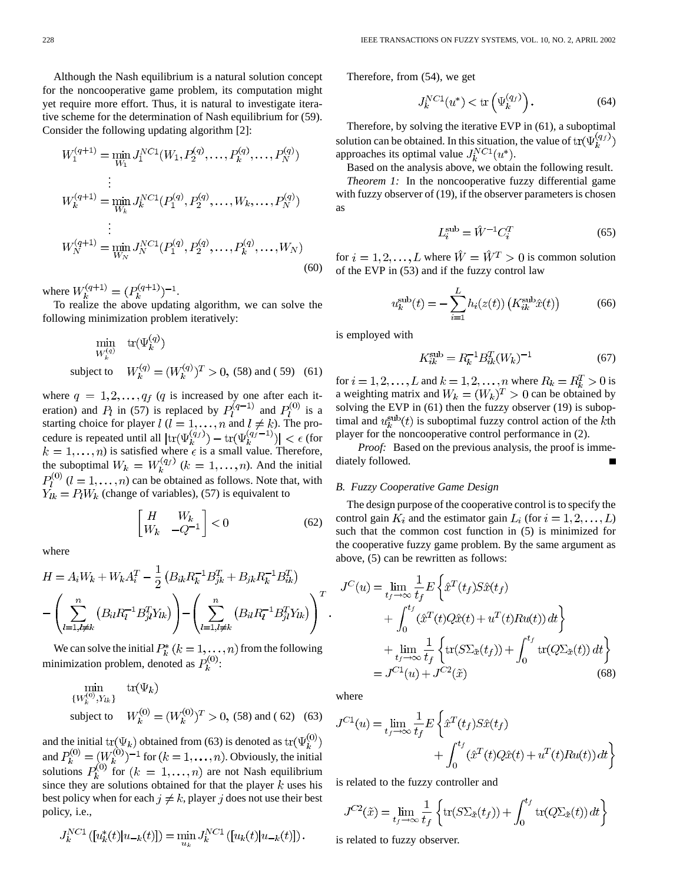Although the Nash equilibrium is a natural solution concept for the noncooperative game problem, its computation might yet require more effort. Thus, it is natural to investigate iterative scheme for the determination of Nash equilibrium for (59). Consider the following updating algorithm [2]:

$$
\begin{aligned}
W_1^{(q+1)} &= \min_{W_1} J_1^{NC1}(W_1, P_2^{(q)}, \ldots, P_k^{(q)}, \ldots, P_N^{(q)}) \\
&\vdots \\
W_k^{(q+1)} &= \min_{W_k} J_k^{NC1}(P_1^{(q)}, P_2^{(q)}, \ldots, W_k, \ldots, P_N^{(q)}) \\
&\vdots \\
W_N^{(q+1)} &= \min_{W_N} J_N^{NC1}(P_1^{(q)}, P_2^{(q)}, \ldots, P_k^{(q)}, \ldots, W_N)
\end{aligned} \tag{60}
$$

where $W_k^{(q+1)} = (P_k^{(q+1)})^{-1}$.

To realize the above updating algorithm, we can solve the following minimization problem iteratively:

$$
\begin{aligned}
&\min_{W_k^{(q)}} \quad \mathrm{tr}(\Psi_k^{(q)}) \\
&\text{subject to} \quad W_k^{(q)} = (W_k^{(q)})^T > 0, \text{ (58) and (59)}
\end{aligned} \tag{61}
$$

where $q = 1, 2, \ldots, q_f$ ($q$ is increased by one after each iteration) and $P_l$ in (57) is replaced by $P_l^{(q-1)}$ and $P_l^{(0)}$ is a starting choice for player $l$ ($l = 1, \ldots, n$ and $l \neq k$). The procedure is repeated until all $|\mathrm{tr}(\Psi_k^{(q_f)}) - \mathrm{tr}(\Psi_k^{(q_f-1)})| < \epsilon$ (for $k = 1, \ldots, n$) is satisfied where $\epsilon$ is a small value. Therefore, the suboptimal $W_k = W_k^{(q_f)}$ ($k = 1, \ldots, n$). And the initial $P_l^{(0)}$ ($l = 1, \ldots, n$) can be obtained as follows. Note that, with $Y_{lk} = P_l W_k$ (change of variables), (57) is equivalent to

$$
\begin{bmatrix} H & W_k \\ W_k & -Q^{-1} \end{bmatrix} < 0 \tag{62}
$$

where

$$
H = A_i W_k + W_k A_i^T - \frac{1}{2}\left(B_{ik} R_k^{-1} B_{jk}^T + B_{jk} R_k^{-1} B_{ik}^T\right) - \left(\sum_{l=1, l\neq k}^{n} \left(B_{il} R_l^{-1} B_{jl}^T Y_{lk}\right)\right) - \left(\sum_{l=1, l\neq k}^{n} \left(B_{il} R_l^{-1} B_{jl}^T Y_{lk}\right)\right)^T.
$$

We can solve the initial $P_k^*$ ($k = 1, \ldots, n$) from the following minimization problem, denoted as $P_k^{(0)}$:

$$
\begin{aligned}
&\min_{\{W_k^{(0)}, Y_{lk}\}} \quad \mathrm{tr}(\Psi_k) \\
&\text{subject to} \quad W_k^{(0)} = (W_k^{(0)})^T > 0, \text{ (58) and (62)}
\end{aligned} \tag{63}
$$

and the initial $\mathrm{tr}(\Psi_k)$ obtained from (63) is denoted as $\mathrm{tr}(\Psi_k^{(0)})$ and $P_k^{(0)} = (W_k^{(0)})^{-1}$ for ($k = 1, \ldots, n$). Obviously, the initial solutions $P_k^{(0)}$ for ($k = 1, \ldots, n$) are not Nash equilibrium since they are solutions obtained for that the player $k$ uses his best policy when for each $j \neq k$, player $j$ does not use their best policy, i.e.,

$$
J_k^{NC1}([u_k^*(t) | u_{-k}(t)]) = \min_{u_k} J_k^{NC1}([u_k(t) | u_{-k}(t)]).
$$

Therefore, from (54), we get

$$
J_k^{NC1}(u^*) < \mathrm{tr}\left(\Psi_k^{(q_f)}\right). \tag{64}
$$

Therefore, by solving the iterative EVP in (61), a suboptimal solution can be obtained. In this situation, the value of $\mathrm{tr}(\Psi_k^{(q_f)})$ approaches its optimal value $J_k^{NC1}(u^*)$.

Based on the analysis above, we obtain the following result.

*Theorem 1:* In the noncooperative fuzzy differential game with fuzzy observer of (19), if the observer parameters is chosen as

$$
L_i^{\text{sub}} = \hat{W}^{-1} C_i^T \tag{65}
$$

for $i = 1, 2, \ldots, L$ where $\hat{W} = \hat{W}^T > 0$ is common solution of the EVP in (53) and if the fuzzy control law

$$
u_k^{\text{sub}}(t) = -\sum_{i=1}^{L} h_i(z(t)) \left(K_{ik}^{\text{sub}} \hat{x}(t)\right) \tag{66}
$$

is employed with

$$
K_{ik}^{\text{sub}} = R_k^{-1} B_{ik}^T (W_k)^{-1} \tag{67}
$$

for $i = 1, 2, \ldots, L$ and $k = 1, 2, \ldots, n$ where $R_k = R_k^T > 0$ is a weighting matrix and $W_k = (W_k)^T > 0$ can be obtained by solving the EVP in (61) then the fuzzy observer (19) is suboptimal and $u_k^{\text{sub}}(t)$ is suboptimal fuzzy control action of the $k$th player for the noncooperative control performance in (2).

*Proof:* Based on the previous analysis, the proof is immediately followed. ∎

### B. Fuzzy Cooperative Game Design

The design purpose of the cooperative control is to specify the control gain $K_i$ and the estimator gain $L_i$ (for $i = 1, 2, \ldots, L$) such that the common cost function in (5) is minimized for the cooperative fuzzy game problem. By the same argument as above, (5) can be rewritten as follows:

$$
\begin{aligned}
J^C(u) &= \lim_{t_f \to \infty} \frac{1}{t_f} E\left\{\hat{x}^T(t_f) S \hat{x}(t_f) + \int_0^{t_f} \left(\hat{x}^T(t) Q \hat{x}(t) + u^T(t) R u(t)\right) dt\right\} \\
&\quad + \lim_{t_f \to \infty} \frac{1}{t_f} \left\{\mathrm{tr}(S \Sigma_{\tilde{x}}(t_f)) + \int_0^{t_f} \mathrm{tr}(Q \Sigma_{\tilde{x}}(t))\, dt\right\} \\
&= J^{C1}(u) + J^{C2}(\tilde{x})
\end{aligned} \tag{68}
$$

where

$$
J^{C1}(u) = \lim_{t_f \to \infty} \frac{1}{t_f} E\left\{\hat{x}^T(t_f) S \hat{x}(t_f) + \int_0^{t_f} \left(\hat{x}^T(t) Q \hat{x}(t) + u^T(t) R u(t)\right) dt\right\}
$$

is related to the fuzzy controller and

$$
J^{C2}(\tilde{x}) = \lim_{t_f \to \infty} \frac{1}{t_f} \left\{\mathrm{tr}(S \Sigma_{\tilde{x}}(t_f)) + \int_0^{t_f} \mathrm{tr}(Q \Sigma_{\tilde{x}}(t))\, dt\right\}
$$

is related to fuzzy observer.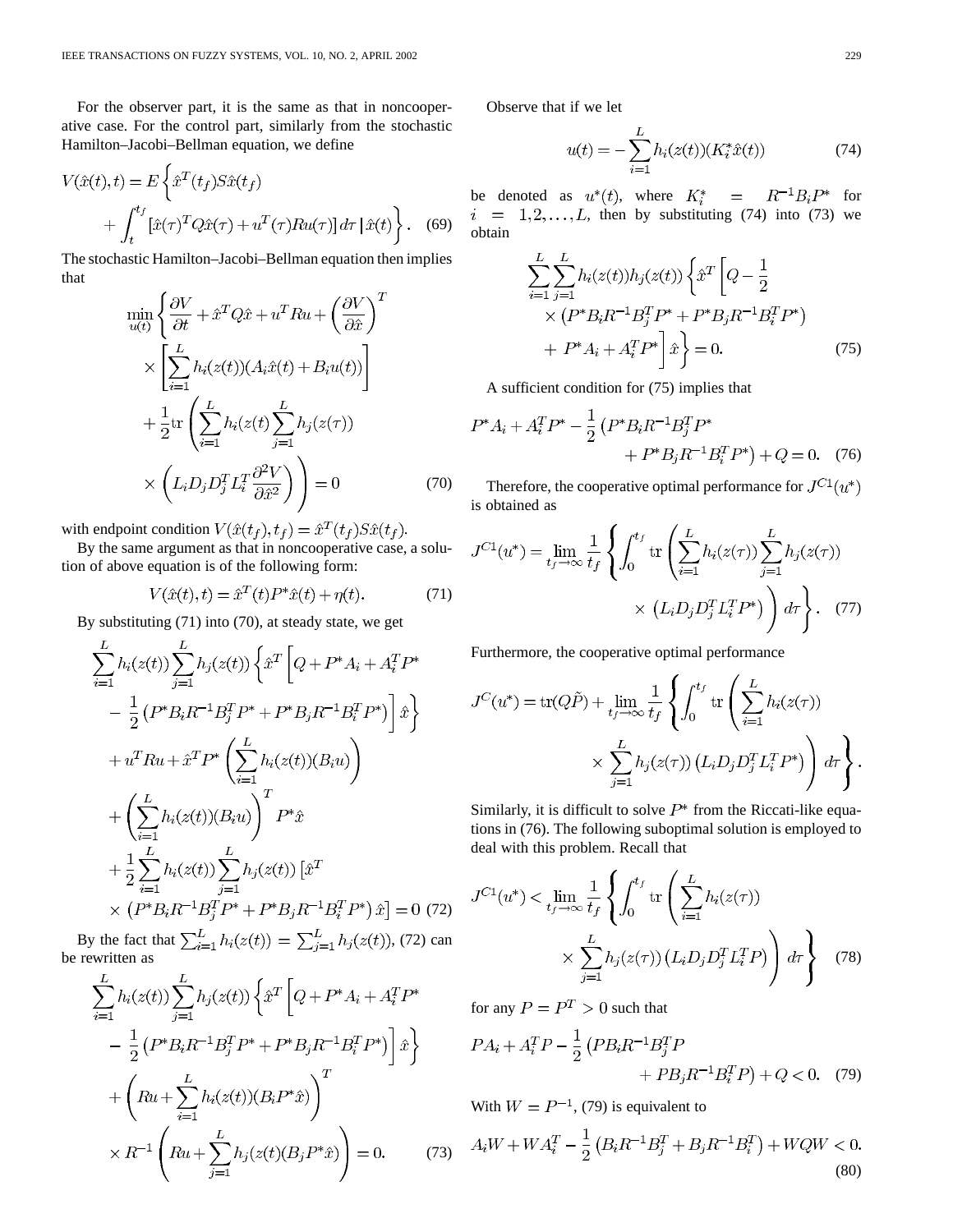For the observer part, it is the same as that in noncooperative case. For the control part, similarly from the stochastic Hamilton–Jacobi–Bellman equation, we define

$$V(\hat{x}(t),t) = E\left\{\hat{x}^T(t_f)S\hat{x}(t_f) + \int_t^{t_f}\left[\hat{x}(\tau)^T Q\hat{x}(\tau) + u^T(\tau)Ru(\tau)\right]d\tau \,\middle|\, \hat{x}(t)\right\}. \quad (69)$$

The stochastic Hamilton–Jacobi–Bellman equation then implies that

$$\min_{u(t)}\left\{\frac{\partial V}{\partial t} + \hat{x}^T Q\hat{x} + u^T Ru + \left(\frac{\partial V}{\partial \hat{x}}\right)^T \times \left[\sum_{i=1}^L h_i(z(t))(A_i\hat{x}(t) + B_i u(t))\right] + \frac{1}{2}\mathrm{tr}\left(\sum_{i=1}^L h_i(z(t)\sum_{j=1}^L h_j(z(\tau)) \times \left(L_i D_j D_j^T L_i^T \frac{\partial^2 V}{\partial \hat{x}^2}\right)\right)\right\} = 0 \quad (70)$$

with endpoint condition $V(\hat{x}(t_f),t_f) = \hat{x}^T(t_f)S\hat{x}(t_f)$.

By the same argument as that in noncooperative case, a solution of above equation is of the following form:

$$V(\hat{x}(t),t) = \hat{x}^T(t)P^*\hat{x}(t) + \eta(t). \quad (71)$$

By substituting (71) into (70), at steady state, we get

$$\begin{aligned}
&\sum_{i=1}^L h_i(z(t))\sum_{j=1}^L h_j(z(t))\left\{\hat{x}^T\left[Q + P^*A_i + A_i^T P^* - \frac{1}{2}\left(P^*B_iR^{-1}B_j^TP^* + P^*B_jR^{-1}B_i^TP^*\right)\right]\hat{x}\right\}\\
&+ u^T Ru + \hat{x}^T P^*\left(\sum_{i=1}^L h_i(z(t))(B_i u)\right) + \left(\sum_{i=1}^L h_i(z(t))(B_i u)\right)^T P^*\hat{x}\\
&+ \frac{1}{2}\sum_{i=1}^L h_i(z(t))\sum_{j=1}^L h_j(z(t))\left[\hat{x}^T \times \left(P^*B_iR^{-1}B_j^TP^* + P^*B_jR^{-1}B_i^TP^*\right)\hat{x}\right] = 0 \quad (72)
\end{aligned}$$

By the fact that $\sum_{i=1}^L h_i(z(t)) = \sum_{j=1}^L h_j(z(t))$, (72) can be rewritten as

$$\begin{aligned}
&\sum_{i=1}^L h_i(z(t))\sum_{j=1}^L h_j(z(t))\left\{\hat{x}^T\left[Q + P^*A_i + A_i^T P^* - \frac{1}{2}\left(P^*B_iR^{-1}B_j^TP^* + P^*B_jR^{-1}B_i^TP^*\right)\right]\hat{x}\right\}\\
&+ \left(Ru + \sum_{i=1}^L h_i(z(t))(B_i P^*\hat{x})\right)^T \times R^{-1}\left(Ru + \sum_{j=1}^L h_j(z(t)(B_j P^*\hat{x})\right) = 0. \quad (73)
\end{aligned}$$

Observe that if we let

$$u(t) = -\sum_{i=1}^L h_i(z(t))(K_i^*\hat{x}(t)) \quad (74)$$

be denoted as $u^*(t)$, where $K_i^* = R^{-1}B_iP^*$ for $i = 1,2,\ldots,L$, then by substituting (74) into (73) we obtain

$$\sum_{i=1}^L\sum_{j=1}^L h_i(z(t))h_j(z(t))\left\{\hat{x}^T\left[Q - \frac{1}{2} \times \left(P^*B_iR^{-1}B_j^TP^* + P^*B_jR^{-1}B_i^TP^*\right) + P^*A_i + A_i^TP^*\right]\hat{x}\right\} = 0. \quad (75)$$

A sufficient condition for (75) implies that

$$P^*A_i + A_i^TP^* - \frac{1}{2}\left(P^*B_iR^{-1}B_j^TP^* + P^*B_jR^{-1}B_i^TP^*\right) + Q = 0. \quad (76)$$

Therefore, the cooperative optimal performance for $J^{C1}(u^*)$ is obtained as

$$J^{C1}(u^*) = \lim_{t_f\to\infty}\frac{1}{t_f}\left\{\int_0^{t_f}\mathrm{tr}\left(\sum_{i=1}^L h_i(z(\tau))\sum_{j=1}^L h_j(z(\tau)) \times \left(L_iD_jD_j^TL_i^TP^*\right)\right)d\tau\right\}. \quad (77)$$

Furthermore, the cooperative optimal performance

$$J^C(u^*) = \mathrm{tr}(Q\tilde{P}) + \lim_{t_f\to\infty}\frac{1}{t_f}\left\{\int_0^{t_f}\mathrm{tr}\left(\sum_{i=1}^L h_i(z(\tau)) \times \sum_{j=1}^L h_j(z(\tau))\left(L_iD_jD_j^TL_i^TP^*\right)\right)d\tau\right\}.$$

Similarly, it is difficult to solve $P^*$ from the Riccati-like equations in (76). The following suboptimal solution is employed to deal with this problem. Recall that

$$J^{C1}(u^*) < \lim_{t_f\to\infty}\frac{1}{t_f}\left\{\int_0^{t_f}\mathrm{tr}\left(\sum_{i=1}^L h_i(z(\tau)) \times \sum_{j=1}^L h_j(z(\tau))\left(L_iD_jD_j^TL_i^TP\right)\right)d\tau\right\} \quad (78)$$

for any $P = P^T > 0$ such that

$$PA_i + A_i^TP - \frac{1}{2}\left(PB_iR^{-1}B_j^TP + PB_jR^{-1}B_i^TP\right) + Q < 0. \quad (79)$$

With $W = P^{-1}$, (79) is equivalent to

$$A_iW + WA_i^T - \frac{1}{2}\left(B_iR^{-1}B_j^T + B_jR^{-1}B_i^T\right) + WQW < 0. \quad (80)$$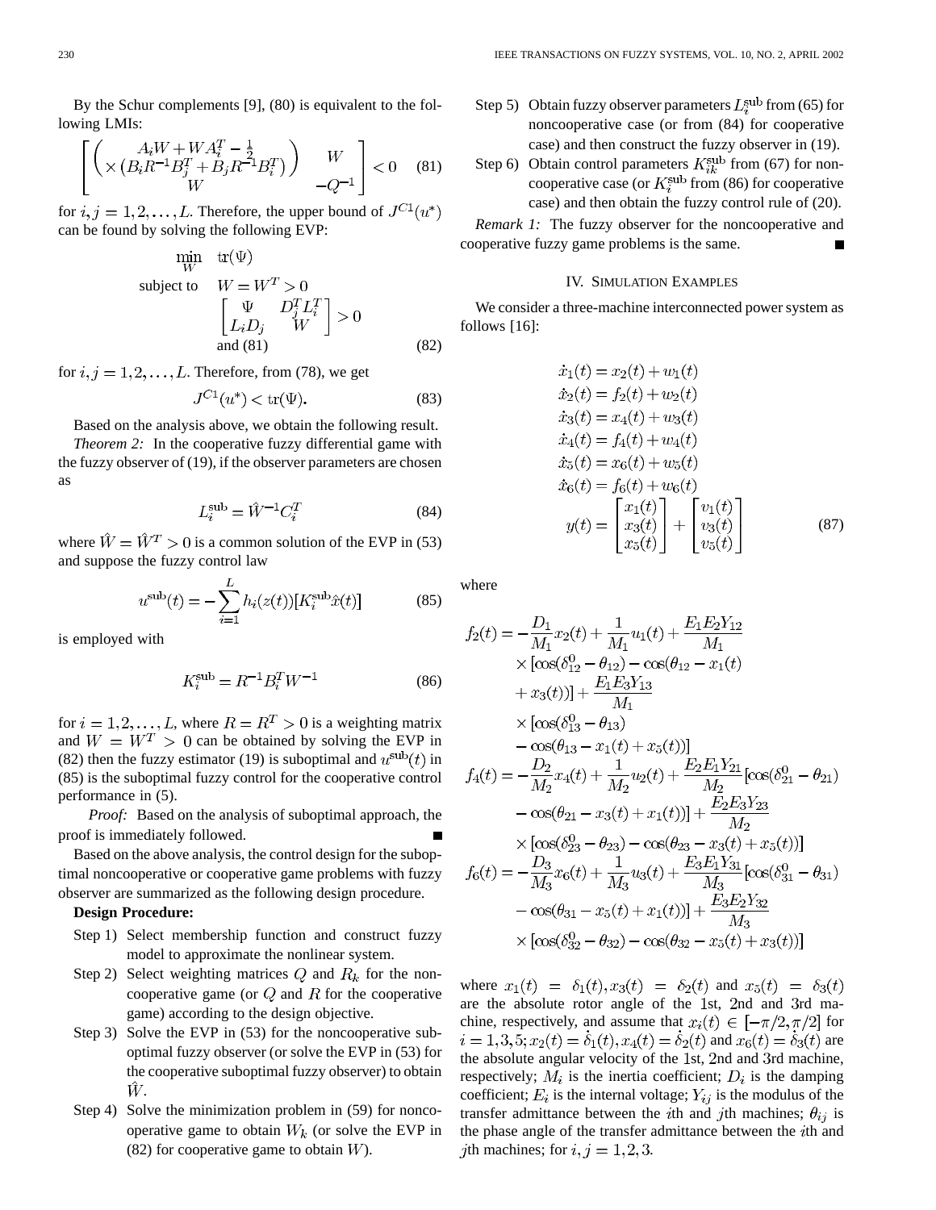By the Schur complements [9], (80) is equivalent to the following LMIs:

$$\begin{bmatrix} \begin{pmatrix} A_iW + WA_i^T - \frac{1}{2} \\ \times \left(B_iR^{-1}B_j^T + B_jR^{-1}B_i^T\right) \end{pmatrix} & W \\ W & -Q^{-1} \end{bmatrix} < 0 \quad (81)$$

for $i, j = 1, 2, \ldots, L$. Therefore, the upper bound of $J^{C1}(u^*)$ can be found by solving the following EVP:

$$\begin{aligned} \min_{W} \quad & \operatorname{tr}(\Psi) \\ \text{subject to} \quad & W = W^T > 0 \\ & \begin{bmatrix} \Psi & D_j^T L_i^T \\ L_i D_j & W \end{bmatrix} > 0 \\ & \text{and (81)} \end{aligned} \quad (82)$$

for $i, j = 1, 2, \ldots, L$. Therefore, from (78), we get

$$J^{C1}(u^*) < \operatorname{tr}(\Psi). \quad (83)$$

Based on the analysis above, we obtain the following result.

*Theorem 2:* In the cooperative fuzzy differential game with the fuzzy observer of (19), if the observer parameters are chosen as

$$L_i^{\text{sub}} = \hat{W}^{-1} C_i^T \quad (84)$$

where $\hat{W} = \hat{W}^T > 0$ is a common solution of the EVP in (53) and suppose the fuzzy control law

$$u^{\text{sub}}(t) = -\sum_{i=1}^{L} h_i(z(t))[K_i^{\text{sub}} \hat{x}(t)] \quad (85)$$

is employed with

$$K_i^{\text{sub}} = R^{-1} B_i^T W^{-1} \quad (86)$$

for $i = 1, 2, \ldots, L$, where $R = R^T > 0$ is a weighting matrix and $W = W^T > 0$ can be obtained by solving the EVP in (82) then the fuzzy estimator (19) is suboptimal and $u^{\text{sub}}(t)$ in (85) is the suboptimal fuzzy control for the cooperative control performance in (5).

*Proof:* Based on the analysis of suboptimal approach, the proof is immediately followed. ■

Based on the above analysis, the control design for the suboptimal noncooperative or cooperative game problems with fuzzy observer are summarized as the following design procedure.

**Design Procedure:**

- Step 1) Select membership function and construct fuzzy model to approximate the nonlinear system.
- Step 2) Select weighting matrices $Q$ and $R_k$ for the noncooperative game (or $Q$ and $R$ for the cooperative game) according to the design objective.
- Step 3) Solve the EVP in (53) for the noncooperative suboptimal fuzzy observer (or solve the EVP in (53) for the cooperative suboptimal fuzzy observer) to obtain $\hat{W}$.
- Step 4) Solve the minimization problem in (59) for noncooperative game to obtain $W_k$ (or solve the EVP in (82) for cooperative game to obtain $W$).
- Step 5) Obtain fuzzy observer parameters $L_i^{\text{sub}}$ from (65) for noncooperative case (or from (84) for cooperative case) and then construct the fuzzy observer in (19).
- Step 6) Obtain control parameters $K_{ik}^{\text{sub}}$ from (67) for noncooperative case (or $K_i^{\text{sub}}$ from (86) for cooperative case) and then obtain the fuzzy control rule of (20).

*Remark 1:* The fuzzy observer for the noncooperative and cooperative fuzzy game problems is the same. ■

## IV. Simulation Examples

We consider a three-machine interconnected power system as follows [16]:

$$\begin{aligned} \dot{x}_1(t) &= x_2(t) + w_1(t) \\ \dot{x}_2(t) &= f_2(t) + w_2(t) \\ \dot{x}_3(t) &= x_4(t) + w_3(t) \\ \dot{x}_4(t) &= f_4(t) + w_4(t) \\ \dot{x}_5(t) &= x_6(t) + w_5(t) \\ \dot{x}_6(t) &= f_6(t) + w_6(t) \\ y(t) &= \begin{bmatrix} x_1(t) \\ x_3(t) \\ x_5(t) \end{bmatrix} + \begin{bmatrix} v_1(t) \\ v_3(t) \\ v_5(t) \end{bmatrix} \end{aligned} \quad (87)$$

where

$$\begin{aligned} f_2(t) = &-\frac{D_1}{M_1} x_2(t) + \frac{1}{M_1} u_1(t) + \frac{E_1 E_2 Y_{12}}{M_1} \\ &\times \left[\cos(\delta_{12}^0 - \theta_{12}) - \cos(\theta_{12} - x_1(t) + x_3(t))\right] + \frac{E_1 E_3 Y_{13}}{M_1} \\ &\times \left[\cos(\delta_{13}^0 - \theta_{13}) - \cos(\theta_{13} - x_1(t) + x_5(t))\right] \\ f_4(t) = &-\frac{D_2}{M_2} x_4(t) + \frac{1}{M_2} u_2(t) + \frac{E_2 E_1 Y_{21}}{M_2} \left[\cos(\delta_{21}^0 - \theta_{21}) \right. \\ &\left. - \cos(\theta_{21} - x_3(t) + x_1(t))\right] + \frac{E_2 E_3 Y_{23}}{M_2} \\ &\times \left[\cos(\delta_{23}^0 - \theta_{23}) - \cos(\theta_{23} - x_3(t) + x_5(t))\right] \\ f_6(t) = &-\frac{D_3}{M_3} x_6(t) + \frac{1}{M_3} u_3(t) + \frac{E_3 E_1 Y_{31}}{M_3} \left[\cos(\delta_{31}^0 - \theta_{31}) \right. \\ &\left. - \cos(\theta_{31} - x_5(t) + x_1(t))\right] + \frac{E_3 E_2 Y_{32}}{M_3} \\ &\times \left[\cos(\delta_{32}^0 - \theta_{32}) - \cos(\theta_{32} - x_5(t) + x_3(t))\right] \end{aligned}$$

where $x_1(t) = \delta_1(t), x_3(t) = \delta_2(t)$ and $x_5(t) = \delta_3(t)$ are the absolute rotor angle of the 1st, 2nd and 3rd machine, respectively, and assume that $x_i(t) \in [-\pi/2, \pi/2]$ for $i = 1, 3, 5; x_2(t) = \dot{\delta}_1(t), x_4(t) = \dot{\delta}_2(t)$ and $x_6(t) = \dot{\delta}_3(t)$ are the absolute angular velocity of the 1st, 2nd and 3rd machine, respectively; $M_i$ is the inertia coefficient; $D_i$ is the damping coefficient; $E_i$ is the internal voltage; $Y_{ij}$ is the modulus of the transfer admittance between the $i$th and $j$th machines; $\theta_{ij}$ is the phase angle of the transfer admittance between the $i$th and $j$th machines; for $i, j = 1, 2, 3$.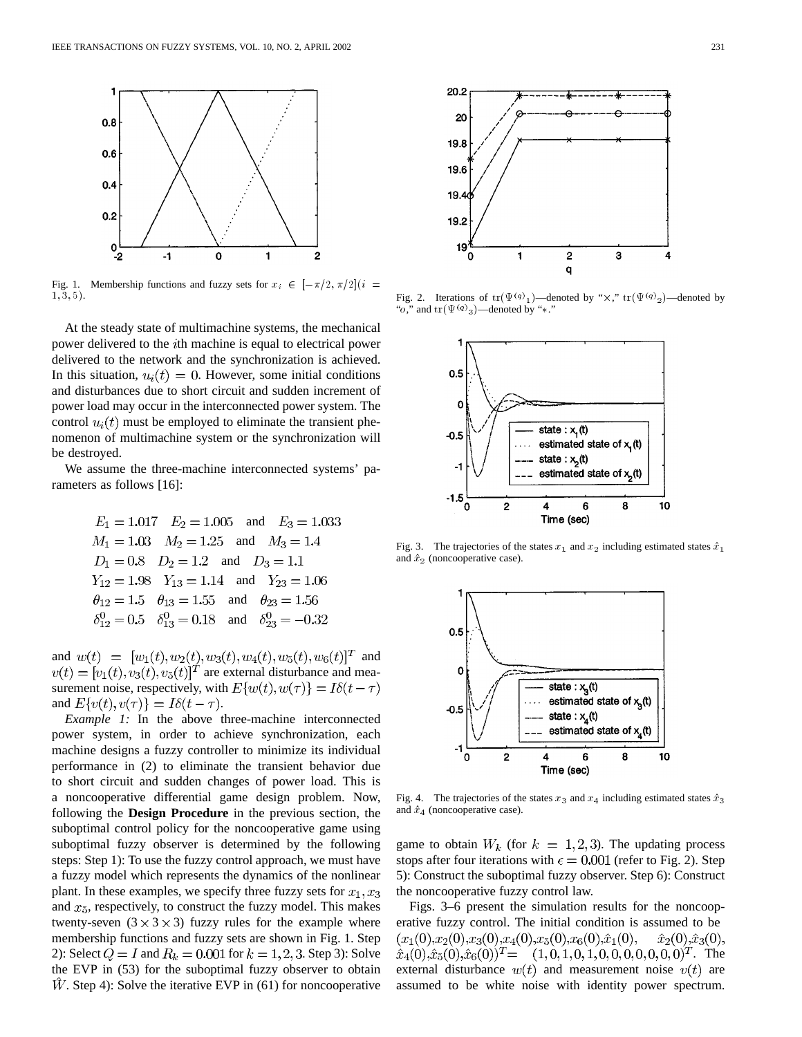Fig. 1. Membership functions and fuzzy sets for $x_i \in [-\pi/2, \pi/2] (i = 1, 3, 5)$.

At the steady state of multimachine systems, the mechanical power delivered to the $i$th machine is equal to electrical power delivered to the network and the synchronization is achieved. In this situation, $u_i(t) = 0$. However, some initial conditions and disturbances due to short circuit and sudden increment of power load may occur in the interconnected power system. The control $u_i(t)$ must be employed to eliminate the transient phenomenon of multimachine system or the synchronization will be destroyed.

We assume the three-machine interconnected systems' parameters as follows [16]:

$$E_1 = 1.017 \quad E_2 = 1.005 \quad \text{and} \quad E_3 = 1.033$$
$$M_1 = 1.03 \quad M_2 = 1.25 \quad \text{and} \quad M_3 = 1.4$$
$$D_1 = 0.8 \quad D_2 = 1.2 \quad \text{and} \quad D_3 = 1.1$$
$$Y_{12} = 1.98 \quad Y_{13} = 1.14 \quad \text{and} \quad Y_{23} = 1.06$$
$$\theta_{12} = 1.5 \quad \theta_{13} = 1.55 \quad \text{and} \quad \theta_{23} = 1.56$$
$$\delta_{12}^0 = 0.5 \quad \delta_{13}^0 = 0.18 \quad \text{and} \quad \delta_{23}^0 = -0.32$$

and $w(t) = [w_1(t), w_2(t), w_3(t), w_4(t), w_5(t), w_6(t)]^T$ and $v(t) = [v_1(t), v_3(t), v_5(t)]^T$ are external disturbance and measurement noise, respectively, with $E\{w(t), w(\tau)\} = I\delta(t - \tau)$ and $E\{v(t), v(\tau)\} = I\delta(t - \tau)$.

*Example 1:* In the above three-machine interconnected power system, in order to achieve synchronization, each machine designs a fuzzy controller to minimize its individual performance in (2) to eliminate the transient behavior due to short circuit and sudden changes of power load. This is a noncooperative differential game design problem. Now, following the **Design Procedure** in the previous section, the suboptimal control policy for the noncooperative game using suboptimal fuzzy observer is determined by the following steps: Step 1): To use the fuzzy control approach, we must have a fuzzy model which represents the dynamics of the nonlinear plant. In these examples, we specify three fuzzy sets for $x_1, x_3$ and $x_5$, respectively, to construct the fuzzy model. This makes twenty-seven $(3 \times 3 \times 3)$ fuzzy rules for the example where membership functions and fuzzy sets are shown in Fig. 1. Step 2): Select $Q = I$ and $R_k = 0.001$ for $k = 1, 2, 3$. Step 3): Solve the EVP in (53) for the suboptimal fuzzy observer to obtain $\hat{W}$. Step 4): Solve the iterative EVP in (61) for noncooperative game to obtain $W_k$ (for $k = 1, 2, 3$). The updating process stops after four iterations with $\epsilon = 0.001$ (refer to Fig. 2). Step 5): Construct the suboptimal fuzzy observer. Step 6): Construct the noncooperative fuzzy control law.

Fig. 2. Iterations of $\text{tr}(\Psi^{(q)}{}_1)$—denoted by "×," $\text{tr}(\Psi^{(q)}{}_2)$—denoted by "$o$," and $\text{tr}(\Psi^{(q)}{}_3)$—denoted by "∗."

Fig. 3. The trajectories of the states $x_1$ and $x_2$ including estimated states $\hat{x}_1$ and $\hat{x}_2$ (noncooperative case).

Fig. 4. The trajectories of the states $x_3$ and $x_4$ including estimated states $\hat{x}_3$ and $\hat{x}_4$ (noncooperative case).

Figs. 3–6 present the simulation results for the noncooperative fuzzy control. The initial condition is assumed to be $(x_1(0), x_2(0), x_3(0), x_4(0), x_5(0), x_6(0), \hat{x}_1(0), \hat{x}_2(0), \hat{x}_3(0), \hat{x}_4(0), \hat{x}_5(0), \hat{x}_6(0))^T = (1, 0, 1, 0, 1, 0, 0, 0, 0, 0, 0, 0)^T$. The external disturbance $w(t)$ and measurement noise $v(t)$ are assumed to be white noise with identity power spectrum.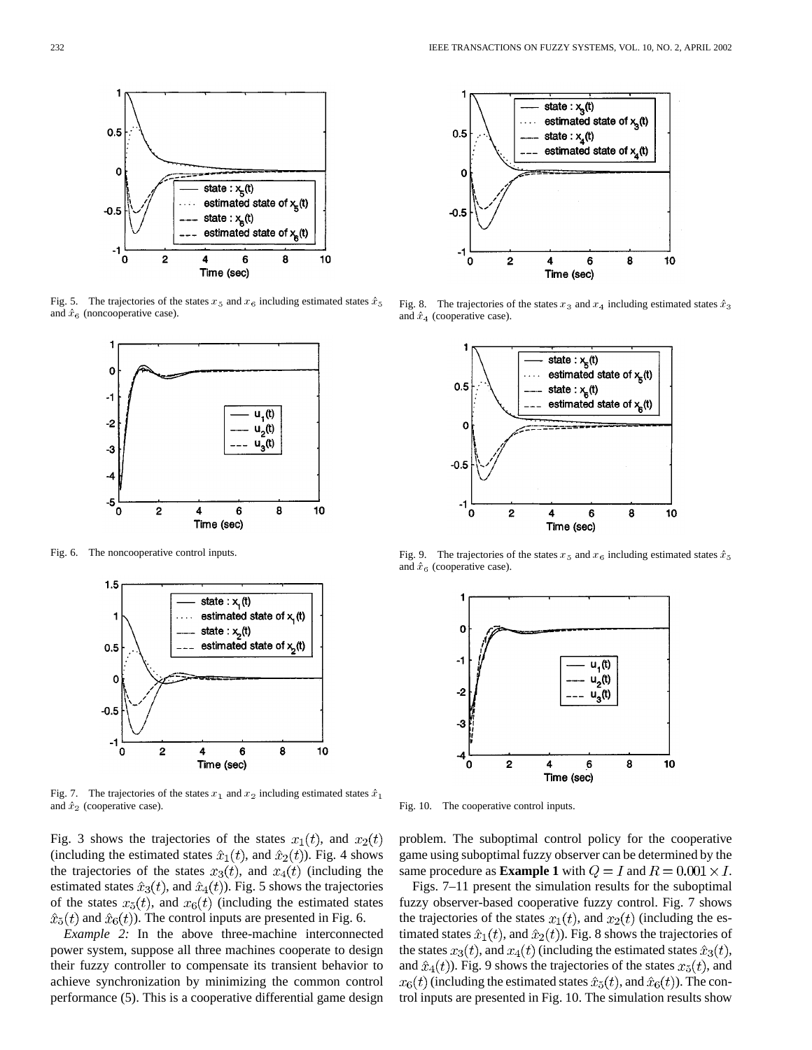Fig. 5. The trajectories of the states $x_5$ and $x_6$ including estimated states $\hat{x}_5$ and $\hat{x}_6$ (noncooperative case).

Fig. 6. The noncooperative control inputs.

Fig. 7. The trajectories of the states $x_1$ and $x_2$ including estimated states $\hat{x}_1$ and $\hat{x}_2$ (cooperative case).

Fig. 8. The trajectories of the states $x_3$ and $x_4$ including estimated states $\hat{x}_3$ and $\hat{x}_4$ (cooperative case).

Fig. 9. The trajectories of the states $x_5$ and $x_6$ including estimated states $\hat{x}_5$ and $\hat{x}_6$ (cooperative case).

Fig. 10. The cooperative control inputs.

Fig. 3 shows the trajectories of the states $x_1(t)$, and $x_2(t)$ (including the estimated states $\hat{x}_1(t)$, and $\hat{x}_2(t)$). Fig. 4 shows the trajectories of the states $x_3(t)$, and $x_4(t)$ (including the estimated states $\hat{x}_3(t)$, and $\hat{x}_4(t)$). Fig. 5 shows the trajectories of the states $x_5(t)$, and $x_6(t)$ (including the estimated states $\hat{x}_5(t)$ and $\hat{x}_6(t)$). The control inputs are presented in Fig. 6.

*Example 2:* In the above three-machine interconnected power system, suppose all three machines cooperate to design their fuzzy controller to compensate its transient behavior to achieve synchronization by minimizing the common control performance (5). This is a cooperative differential game design problem. The suboptimal control policy for the cooperative game using suboptimal fuzzy observer can be determined by the same procedure as **Example 1** with $Q = I$ and $R = 0.001 \times I$.

Figs. 7–11 present the simulation results for the suboptimal fuzzy observer-based cooperative fuzzy control. Fig. 7 shows the trajectories of the states $x_1(t)$, and $x_2(t)$ (including the estimated states $\hat{x}_1(t)$, and $\hat{x}_2(t)$). Fig. 8 shows the trajectories of the states $x_3(t)$, and $x_4(t)$ (including the estimated states $\hat{x}_3(t)$, and $\hat{x}_4(t)$). Fig. 9 shows the trajectories of the states $x_5(t)$, and $x_6(t)$ (including the estimated states $\hat{x}_5(t)$, and $\hat{x}_6(t)$). The control inputs are presented in Fig. 10. The simulation results show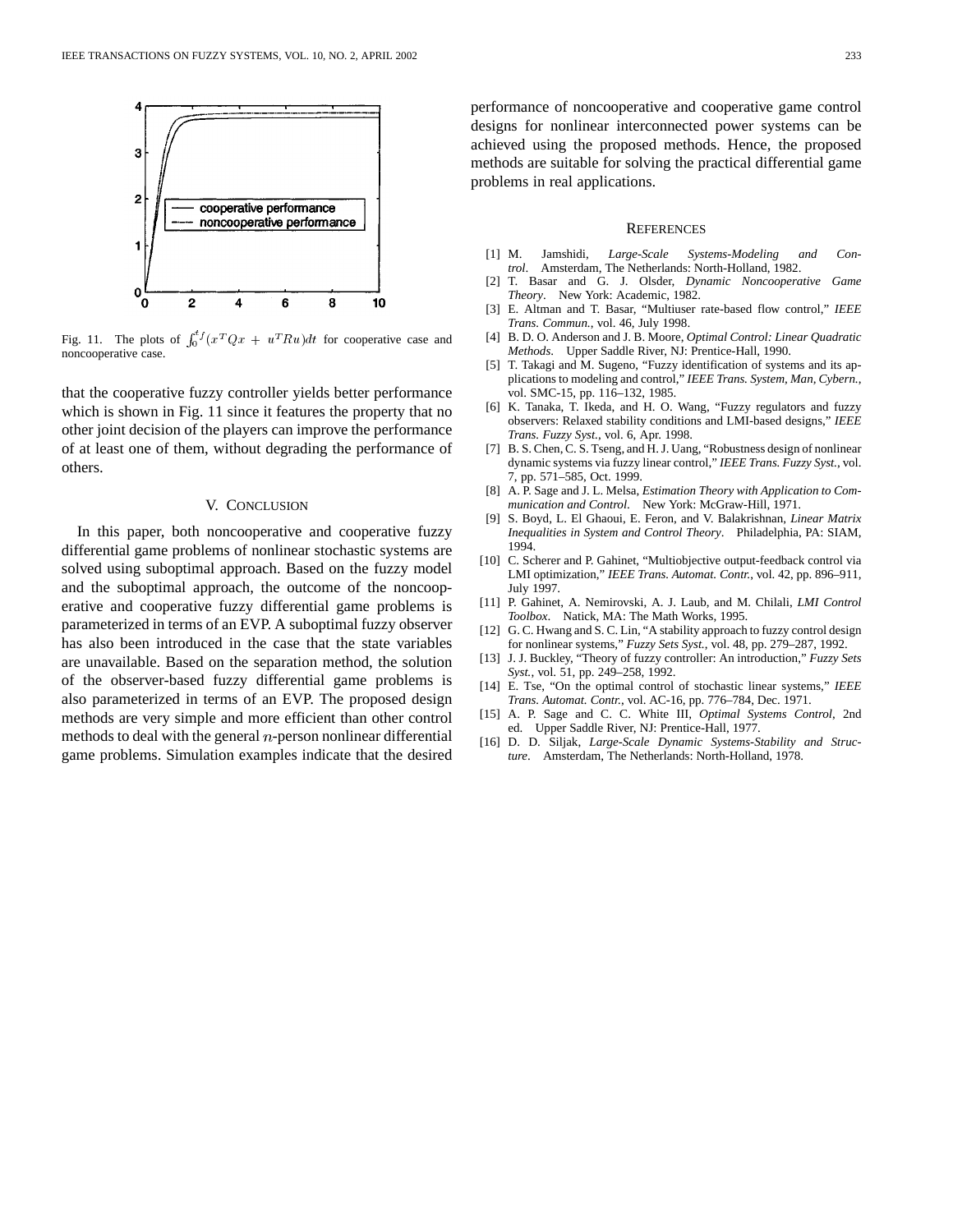4
3
2
1
0
0 2 4 6 8 10

cooperative performance
noncooperative performance

Fig. 11. The plots of $\int_0^{t_f}(x^TQx + u^TRu)dt$ for cooperative case and noncooperative case.

that the cooperative fuzzy controller yields better performance which is shown in Fig. 11 since it features the property that no other joint decision of the players can improve the performance of at least one of them, without degrading the performance of others.

## V. Conclusion

In this paper, both noncooperative and cooperative fuzzy differential game problems of nonlinear stochastic systems are solved using suboptimal approach. Based on the fuzzy model and the suboptimal approach, the outcome of the noncooperative and cooperative fuzzy differential game problems is parameterized in terms of an EVP. A suboptimal fuzzy observer has also been introduced in the case that the state variables are unavailable. Based on the separation method, the solution of the observer-based fuzzy differential game problems is also parameterized in terms of an EVP. The proposed design methods are very simple and more efficient than other control methods to deal with the general $n$-person nonlinear differential game problems. Simulation examples indicate that the desired performance of noncooperative and cooperative game control designs for nonlinear interconnected power systems can be achieved using the proposed methods. Hence, the proposed methods are suitable for solving the practical differential game problems in real applications.

## References

[1] M. Jamshidi, *Large-Scale Systems-Modeling and Control*. Amsterdam, The Netherlands: North-Holland, 1982.

[2] T. Basar and G. J. Olsder, *Dynamic Noncooperative Game Theory*. New York: Academic, 1982.

[3] E. Altman and T. Basar, "Multiuser rate-based flow control," *IEEE Trans. Commun.*, vol. 46, July 1998.

[4] B. D. O. Anderson and J. B. Moore, *Optimal Control: Linear Quadratic Methods*. Upper Saddle River, NJ: Prentice-Hall, 1990.

[5] T. Takagi and M. Sugeno, "Fuzzy identification of systems and its applications to modeling and control," *IEEE Trans. System, Man, Cybern.*, vol. SMC-15, pp. 116–132, 1985.

[6] K. Tanaka, T. Ikeda, and H. O. Wang, "Fuzzy regulators and fuzzy observers: Relaxed stability conditions and LMI-based designs," *IEEE Trans. Fuzzy Syst.*, vol. 6, Apr. 1998.

[7] B. S. Chen, C. S. Tseng, and H. J. Uang, "Robustness design of nonlinear dynamic systems via fuzzy linear control," *IEEE Trans. Fuzzy Syst.*, vol. 7, pp. 571–585, Oct. 1999.

[8] A. P. Sage and J. L. Melsa, *Estimation Theory with Application to Communication and Control*. New York: McGraw-Hill, 1971.

[9] S. Boyd, L. El Ghaoui, E. Feron, and V. Balakrishnan, *Linear Matrix Inequalities in System and Control Theory*. Philadelphia, PA: SIAM, 1994.

[10] C. Scherer and P. Gahinet, "Multiobjective output-feedback control via LMI optimization," *IEEE Trans. Automat. Contr.*, vol. 42, pp. 896–911, July 1997.

[11] P. Gahinet, A. Nemirovski, A. J. Laub, and M. Chilali, *LMI Control Toolbox*. Natick, MA: The Math Works, 1995.

[12] G. C. Hwang and S. C. Lin, "A stability approach to fuzzy control design for nonlinear systems," *Fuzzy Sets Syst.*, vol. 48, pp. 279–287, 1992.

[13] J. J. Buckley, "Theory of fuzzy controller: An introduction," *Fuzzy Sets Syst.*, vol. 51, pp. 249–258, 1992.

[14] E. Tse, "On the optimal control of stochastic linear systems," *IEEE Trans. Automat. Contr.*, vol. AC-16, pp. 776–784, Dec. 1971.

[15] A. P. Sage and C. C. White III, *Optimal Systems Control*, 2nd ed. Upper Saddle River, NJ: Prentice-Hall, 1977.

[16] D. D. Siljak, *Large-Scale Dynamic Systems-Stability and Structure*. Amsterdam, The Netherlands: North-Holland, 1978.